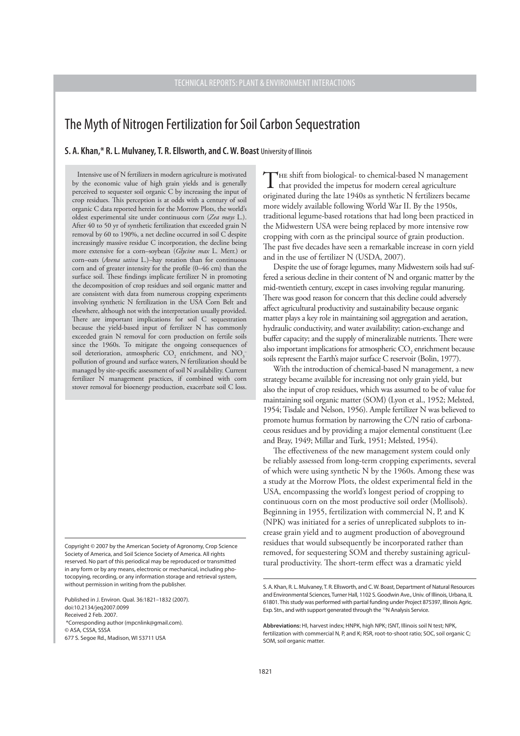TECHNICAL REPORTS: PLANT & ENVIRONMENT INTERACTIONS

# The Myth of Nitrogen Fertilization for Soil Carbon Sequestration

**S. A. Khan,* R. L. Mulvaney, T. R. Ellsworth, and C. W. Boast** University of Illinois

Intensive use of N fertilizers in modern agriculture is motivated by the economic value of high grain yields and is generally perceived to sequester soil organic C by increasing the input of crop residues. This perception is at odds with a century of soil organic C data reported herein for the Morrow Plots, the world's oldest experimental site under continuous corn (*Zea mays* L.). After 40 to 50 yr of synthetic fertilization that exceeded grain N removal by 60 to 190%, a net decline occurred in soil C despite increasingly massive residue C incorporation, the decline being more extensive for a corn–soybean (*Glycine max* L. Merr.) or corn–oats (*Avena sativa* L.)–hay rotation than for continuous corn and of greater intensity for the profile (0–46 cm) than the surface soil. These findings implicate fertilizer N in promoting the decomposition of crop residues and soil organic matter and are consistent with data from numerous cropping experiments involving synthetic N fertilization in the USA Corn Belt and elsewhere, although not with the interpretation usually provided. There are important implications for soil C sequestration because the yield-based input of fertilizer N has commonly exceeded grain N removal for corn production on fertile soils since the 1960s. To mitigate the ongoing consequences of soil deterioration, atmospheric $CO_2$ enrichment, and $NO_3^-$ pollution of ground and surface waters, N fertilization should be managed by site-specific assessment of soil N availability. Current fertilizer N management practices, if combined with corn stover removal for bioenergy production, exacerbate soil C loss.

Copyright © 2007 by the American Society of Agronomy, Crop Science Society of America, and Soil Science Society of America. All rights reserved. No part of this periodical may be reproduced or transmitted in any form or by any means, electronic or mechanical, including photocopying, recording, or any information storage and retrieval system, without permission in writing from the publisher.

Published in J. Environ. Qual. 36:1821–1832 (2007).
doi:10.2134/jeq2007.0099
Received 2 Feb. 2007.
*Corresponding author (mpcnlink@gmail.com).
© ASA, CSSA, SSSA
677 S. Segoe Rd., Madison, WI 53711 USA

The shift from biological- to chemical-based N management that provided the impetus for modern cereal agriculture originated during the late 1940s as synthetic N fertilizers became more widely available following World War II. By the 1950s, traditional legume-based rotations that had long been practiced in the Midwestern USA were being replaced by more intensive row cropping with corn as the principal source of grain production. The past five decades have seen a remarkable increase in corn yield and in the use of fertilizer N (USDA, 2007).

Despite the use of forage legumes, many Midwestern soils had suffered a serious decline in their content of N and organic matter by the mid-twentieth century, except in cases involving regular manuring. There was good reason for concern that this decline could adversely affect agricultural productivity and sustainability because organic matter plays a key role in maintaining soil aggregation and aeration, hydraulic conductivity, and water availability; cation-exchange and buffer capacity; and the supply of mineralizable nutrients. There were also important implications for atmospheric $CO_2$ enrichment because soils represent the Earth's major surface C reservoir (Bolin, 1977).

With the introduction of chemical-based N management, a new strategy became available for increasing not only grain yield, but also the input of crop residues, which was assumed to be of value for maintaining soil organic matter (SOM) (Lyon et al., 1952; Melsted, 1954; Tisdale and Nelson, 1956). Ample fertilizer N was believed to promote humus formation by narrowing the C/N ratio of carbonaceous residues and by providing a major elemental constituent (Lee and Bray, 1949; Millar and Turk, 1951; Melsted, 1954).

The effectiveness of the new management system could only be reliably assessed from long-term cropping experiments, several of which were using synthetic N by the 1960s. Among these was a study at the Morrow Plots, the oldest experimental field in the USA, encompassing the world's longest period of cropping to continuous corn on the most productive soil order (Mollisols). Beginning in 1955, fertilization with commercial N, P, and K (NPK) was initiated for a series of unreplicated subplots to increase grain yield and to augment production of aboveground residues that would subsequently be incorporated rather than removed, for sequestering SOM and thereby sustaining agricultural productivity. The short-term effect was a dramatic yield

S. A. Khan, R. L. Mulvaney, T. R. Ellsworth, and C. W. Boast, Department of Natural Resources and Environmental Sciences, Turner Hall, 1102 S. Goodwin Ave., Univ. of Illinois, Urbana, IL 61801. This study was performed with partial funding under Project 875397, Illinois Agric. Exp. Stn., and with support generated through the $^{15}N$ Analysis Service.

**Abbreviations:** HI, harvest index; HNPK, high NPK; ISNT, Illinois soil N test; NPK, fertilization with commercial N, P, and K; RSR, root-to-shoot ratio; SOC, soil organic C; SOM, soil organic matter.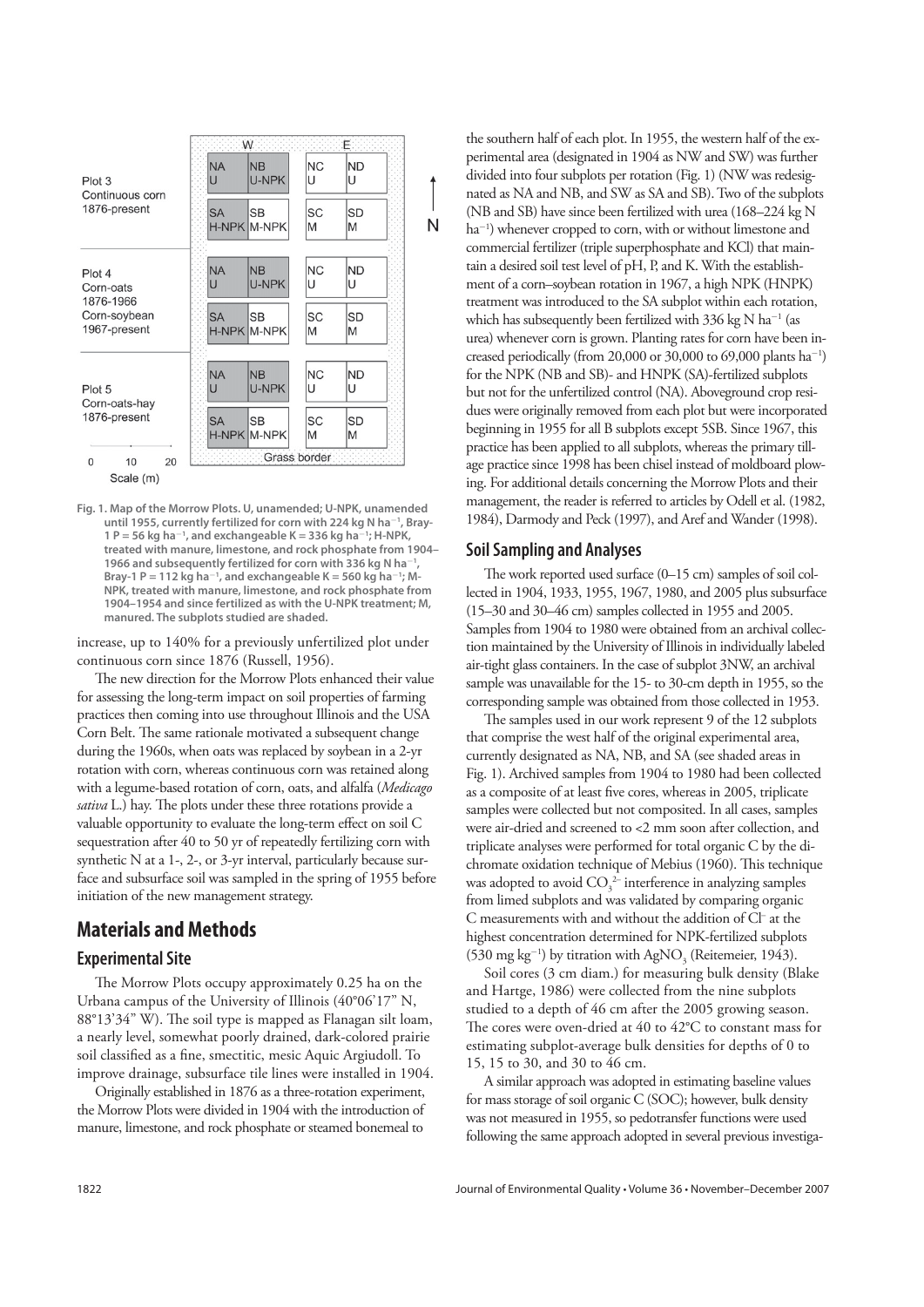Fig. 1. Map of the Morrow Plots. U, unamended; U-NPK, unamended until 1955, currently fertilized for corn with 224 kg N ha$^{-1}$, Bray-1 P = 56 kg ha$^{-1}$, and exchangeable K = 336 kg ha$^{-1}$; H-NPK, treated with manure, limestone, and rock phosphate from 1904–1966 and subsequently fertilized for corn with 336 kg N ha$^{-1}$, Bray-1 P = 112 kg ha$^{-1}$, and exchangeable K = 560 kg ha$^{-1}$; M-NPK, treated with manure, limestone, and rock phosphate from 1904–1954 and since fertilized as with the U-NPK treatment; M, manured. The subplots studied are shaded.

increase, up to 140% for a previously unfertilized plot under continuous corn since 1876 (Russell, 1956).

The new direction for the Morrow Plots enhanced their value for assessing the long-term impact on soil properties of farming practices then coming into use throughout Illinois and the USA Corn Belt. The same rationale motivated a subsequent change during the 1960s, when oats was replaced by soybean in a 2-yr rotation with corn, whereas continuous corn was retained along with a legume-based rotation of corn, oats, and alfalfa (*Medicago sativa* L.) hay. The plots under these three rotations provide a valuable opportunity to evaluate the long-term effect on soil C sequestration after 40 to 50 yr of repeatedly fertilizing corn with synthetic N at a 1-, 2-, or 3-yr interval, particularly because surface and subsurface soil was sampled in the spring of 1955 before initiation of the new management strategy.

# Materials and Methods

## Experimental Site

The Morrow Plots occupy approximately 0.25 ha on the Urbana campus of the University of Illinois (40°06'17" N, 88°13'34" W). The soil type is mapped as Flanagan silt loam, a nearly level, somewhat poorly drained, dark-colored prairie soil classified as a fine, smectitic, mesic Aquic Argiudoll. To improve drainage, subsurface tile lines were installed in 1904.

Originally established in 1876 as a three-rotation experiment, the Morrow Plots were divided in 1904 with the introduction of manure, limestone, and rock phosphate or steamed bonemeal to the southern half of each plot. In 1955, the western half of the experimental area (designated in 1904 as NW and SW) was further divided into four subplots per rotation (Fig. 1) (NW was redesignated as NA and NB, and SW as SA and SB). Two of the subplots (NB and SB) have since been fertilized with urea (168–224 kg N ha$^{-1}$) whenever cropped to corn, with or without limestone and commercial fertilizer (triple superphosphate and KCl) that maintain a desired soil test level of pH, P, and K. With the establishment of a corn–soybean rotation in 1967, a high NPK (HNPK) treatment was introduced to the SA subplot within each rotation, which has subsequently been fertilized with 336 kg N ha$^{-1}$ (as urea) whenever corn is grown. Planting rates for corn have been increased periodically (from 20,000 or 30,000 to 69,000 plants ha$^{-1}$) for the NPK (NB and SB)- and HNPK (SA)-fertilized subplots but not for the unfertilized control (NA). Aboveground crop residues were originally removed from each plot but were incorporated beginning in 1955 for all B subplots except 5SB. Since 1967, this practice has been applied to all subplots, whereas the primary tillage practice since 1998 has been chisel instead of moldboard plowing. For additional details concerning the Morrow Plots and their management, the reader is referred to articles by Odell et al. (1982, 1984), Darmody and Peck (1997), and Aref and Wander (1998).

## Soil Sampling and Analyses

The work reported used surface (0–15 cm) samples of soil collected in 1904, 1933, 1955, 1967, 1980, and 2005 plus subsurface (15–30 and 30–46 cm) samples collected in 1955 and 2005. Samples from 1904 to 1980 were obtained from an archival collection maintained by the University of Illinois in individually labeled air-tight glass containers. In the case of subplot 3NW, an archival sample was unavailable for the 15- to 30-cm depth in 1955, so the corresponding sample was obtained from those collected in 1953.

The samples used in our work represent 9 of the 12 subplots that comprise the west half of the original experimental area, currently designated as NA, NB, and SA (see shaded areas in Fig. 1). Archived samples from 1904 to 1980 had been collected as a composite of at least five cores, whereas in 2005, triplicate samples were collected but not composited. In all cases, samples were air-dried and screened to <2 mm soon after collection, and triplicate analyses were performed for total organic C by the dichromate oxidation technique of Mebius (1960). This technique was adopted to avoid $CO_3^{2-}$ interference in analyzing samples from limed subplots and was validated by comparing organic C measurements with and without the addition of $Cl^-$ at the highest concentration determined for NPK-fertilized subplots (530 mg kg$^{-1}$) by titration with $AgNO_3$ (Reitemeier, 1943).

Soil cores (3 cm diam.) for measuring bulk density (Blake and Hartge, 1986) were collected from the nine subplots studied to a depth of 46 cm after the 2005 growing season. The cores were oven-dried at 40 to 42°C to constant mass for estimating subplot-average bulk densities for depths of 0 to 15, 15 to 30, and 30 to 46 cm.

A similar approach was adopted in estimating baseline values for mass storage of soil organic C (SOC); however, bulk density was not measured in 1955, so pedotransfer functions were used following the same approach adopted in several previous investiga-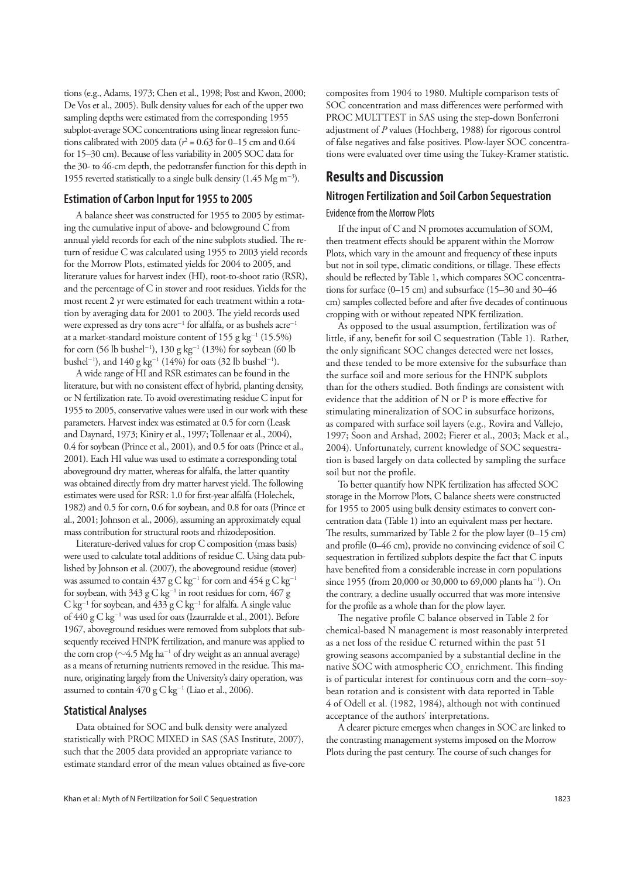tions (e.g., Adams, 1973; Chen et al., 1998; Post and Kwon, 2000; De Vos et al., 2005). Bulk density values for each of the upper two sampling depths were estimated from the corresponding 1955 subplot-average SOC concentrations using linear regression functions calibrated with 2005 data ($r^2$ = 0.63 for 0–15 cm and 0.64 for 15–30 cm). Because of less variability in 2005 SOC data for the 30- to 46-cm depth, the pedotransfer function for this depth in 1955 reverted statistically to a single bulk density (1.45 Mg $m^{-3}$).

### Estimation of Carbon Input for 1955 to 2005

A balance sheet was constructed for 1955 to 2005 by estimating the cumulative input of above- and belowground C from annual yield records for each of the nine subplots studied. The return of residue C was calculated using 1955 to 2003 yield records for the Morrow Plots, estimated yields for 2004 to 2005, and literature values for harvest index (HI), root-to-shoot ratio (RSR), and the percentage of C in stover and root residues. Yields for the most recent 2 yr were estimated for each treatment within a rotation by averaging data for 2001 to 2003. The yield records used were expressed as dry tons $acre^{-1}$ for alfalfa, or as bushels $acre^{-1}$ at a market-standard moisture content of 155 g $kg^{-1}$ (15.5%) for corn (56 lb $bushel^{-1}$), 130 g $kg^{-1}$ (13%) for soybean (60 lb $bushel^{-1}$), and 140 g $kg^{-1}$ (14%) for oats (32 lb $bushel^{-1}$).

A wide range of HI and RSR estimates can be found in the literature, but with no consistent effect of hybrid, planting density, or N fertilization rate. To avoid overestimating residue C input for 1955 to 2005, conservative values were used in our work with these parameters. Harvest index was estimated at 0.5 for corn (Leask and Daynard, 1973; Kiniry et al., 1997; Tollenaar et al., 2004), 0.4 for soybean (Prince et al., 2001), and 0.5 for oats (Prince et al., 2001). Each HI value was used to estimate a corresponding total aboveground dry matter, whereas for alfalfa, the latter quantity was obtained directly from dry matter harvest yield. The following estimates were used for RSR: 1.0 for first-year alfalfa (Holechek, 1982) and 0.5 for corn, 0.6 for soybean, and 0.8 for oats (Prince et al., 2001; Johnson et al., 2006), assuming an approximately equal mass contribution for structural roots and rhizodeposition.

Literature-derived values for crop C composition (mass basis) were used to calculate total additions of residue C. Using data published by Johnson et al. (2007), the aboveground residue (stover) was assumed to contain 437 g C $kg^{-1}$ for corn and 454 g C $kg^{-1}$ for soybean, with 343 g C $kg^{-1}$ in root residues for corn, 467 g C $kg^{-1}$ for soybean, and 433 g C $kg^{-1}$ for alfalfa. A single value of 440 g C $kg^{-1}$ was used for oats (Izaurralde et al., 2001). Before 1967, aboveground residues were removed from subplots that subsequently received HNPK fertilization, and manure was applied to the corn crop (~4.5 Mg $ha^{-1}$ of dry weight as an annual average) as a means of returning nutrients removed in the residue. This manure, originating largely from the University's dairy operation, was assumed to contain 470 g C $kg^{-1}$ (Liao et al., 2006).

### Statistical Analyses

Data obtained for SOC and bulk density were analyzed statistically with PROC MIXED in SAS (SAS Institute, 2007), such that the 2005 data provided an appropriate variance to estimate standard error of the mean values obtained as five-core composites from 1904 to 1980. Multiple comparison tests of SOC concentration and mass differences were performed with PROC MULTTEST in SAS using the step-down Bonferroni adjustment of $P$ values (Hochberg, 1988) for rigorous control of false negatives and false positives. Plow-layer SOC concentrations were evaluated over time using the Tukey-Kramer statistic.

## Results and Discussion

### Nitrogen Fertilization and Soil Carbon Sequestration

#### Evidence from the Morrow Plots

If the input of C and N promotes accumulation of SOM, then treatment effects should be apparent within the Morrow Plots, which vary in the amount and frequency of these inputs but not in soil type, climatic conditions, or tillage. These effects should be reflected by Table 1, which compares SOC concentrations for surface (0–15 cm) and subsurface (15–30 and 30–46 cm) samples collected before and after five decades of continuous cropping with or without repeated NPK fertilization.

As opposed to the usual assumption, fertilization was of little, if any, benefit for soil C sequestration (Table 1). Rather, the only significant SOC changes detected were net losses, and these tended to be more extensive for the subsurface than the surface soil and more serious for the HNPK subplots than for the others studied. Both findings are consistent with evidence that the addition of N or P is more effective for stimulating mineralization of SOC in subsurface horizons, as compared with surface soil layers (e.g., Rovira and Vallejo, 1997; Soon and Arshad, 2002; Fierer et al., 2003; Mack et al., 2004). Unfortunately, current knowledge of SOC sequestration is based largely on data collected by sampling the surface soil but not the profile.

To better quantify how NPK fertilization has affected SOC storage in the Morrow Plots, C balance sheets were constructed for 1955 to 2005 using bulk density estimates to convert concentration data (Table 1) into an equivalent mass per hectare. The results, summarized by Table 2 for the plow layer (0–15 cm) and profile (0–46 cm), provide no convincing evidence of soil C sequestration in fertilized subplots despite the fact that C inputs have benefited from a considerable increase in corn populations since 1955 (from 20,000 or 30,000 to 69,000 plants $ha^{-1}$). On the contrary, a decline usually occurred that was more intensive for the profile as a whole than for the plow layer.

The negative profile C balance observed in Table 2 for chemical-based N management is most reasonably interpreted as a net loss of the residue C returned within the past 51 growing seasons accompanied by a substantial decline in the native SOC with atmospheric $CO_2$ enrichment. This finding is of particular interest for continuous corn and the corn–soybean rotation and is consistent with data reported in Table 4 of Odell et al. (1982, 1984), although not with continued acceptance of the authors' interpretations.

A clearer picture emerges when changes in SOC are linked to the contrasting management systems imposed on the Morrow Plots during the past century. The course of such changes for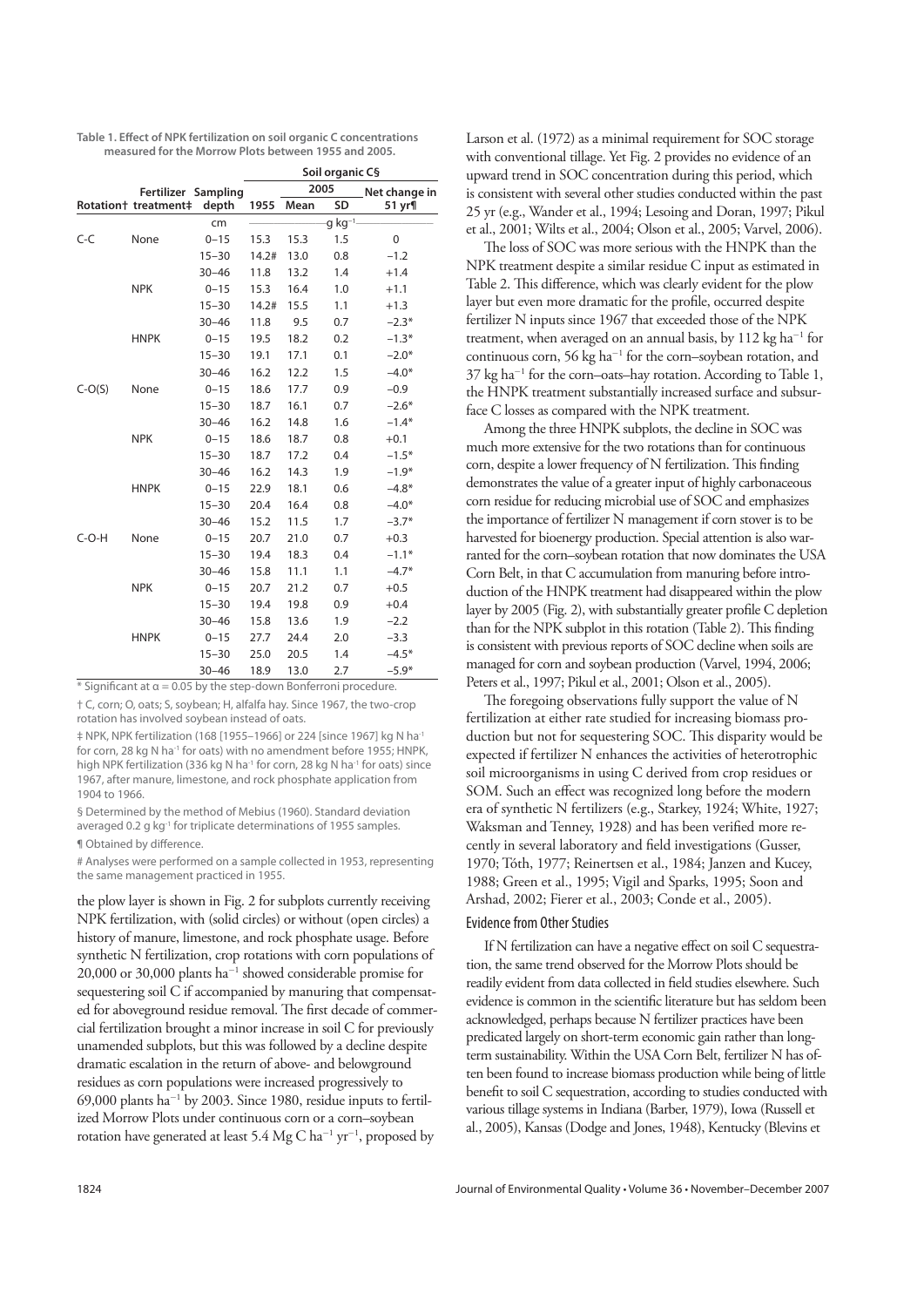**Table 1. Effect of NPK fertilization on soil organic C concentrations measured for the Morrow Plots between 1955 and 2005.**

| Rotation† | Fertilizer treatment‡ | Sampling depth | Soil organic C§ 1955 | 2005 Mean | 2005 SD | Net change in 51 yr¶ |
|---|---|---|---|---|---|---|
| | | cm | g kg$^{-1}$ | | | |
| C-C | None | 0–15 | 15.3 | 15.3 | 1.5 | 0 |
| | | 15–30 | 14.2# | 13.0 | 0.8 | −1.2 |
| | | 30–46 | 11.8 | 13.2 | 1.4 | +1.4 |
| | NPK | 0–15 | 15.3 | 16.4 | 1.0 | +1.1 |
| | | 15–30 | 14.2# | 15.5 | 1.1 | +1.3 |
| | | 30–46 | 11.8 | 9.5 | 0.7 | −2.3* |
| | HNPK | 0–15 | 19.5 | 18.2 | 0.2 | −1.3* |
| | | 15–30 | 19.1 | 17.1 | 0.1 | −2.0* |
| | | 30–46 | 16.2 | 12.2 | 1.5 | −4.0* |
| C-O(S) | None | 0–15 | 18.6 | 17.7 | 0.9 | −0.9 |
| | | 15–30 | 18.7 | 16.1 | 0.7 | −2.6* |
| | | 30–46 | 16.2 | 14.8 | 1.6 | −1.4* |
| | NPK | 0–15 | 18.6 | 18.7 | 0.8 | +0.1 |
| | | 15–30 | 18.7 | 17.2 | 0.4 | −1.5* |
| | | 30–46 | 16.2 | 14.3 | 1.9 | −1.9* |
| | HNPK | 0–15 | 22.9 | 18.1 | 0.6 | −4.8* |
| | | 15–30 | 20.4 | 16.4 | 0.8 | −4.0* |
| | | 30–46 | 15.2 | 11.5 | 1.7 | −3.7* |
| C-O-H | None | 0–15 | 20.7 | 21.0 | 0.7 | +0.3 |
| | | 15–30 | 19.4 | 18.3 | 0.4 | −1.1* |
| | | 30–46 | 15.8 | 11.1 | 1.1 | −4.7* |
| | NPK | 0–15 | 20.7 | 21.2 | 0.7 | +0.5 |
| | | 15–30 | 19.4 | 19.8 | 0.9 | +0.4 |
| | | 30–46 | 15.8 | 13.6 | 1.9 | −2.2 |
| | HNPK | 0–15 | 27.7 | 24.4 | 2.0 | −3.3 |
| | | 15–30 | 25.0 | 20.5 | 1.4 | −4.5* |
| | | 30–46 | 18.9 | 13.0 | 2.7 | −5.9* |

\* Significant at α = 0.05 by the step-down Bonferroni procedure.

† C, corn; O, oats; S, soybean; H, alfalfa hay. Since 1967, the two-crop rotation has involved soybean instead of oats.

‡ NPK, NPK fertilization (168 [1955–1966] or 224 [since 1967] kg N ha$^{-1}$ for corn, 28 kg N ha$^{-1}$ for oats) with no amendment before 1955; HNPK, high NPK fertilization (336 kg N ha$^{-1}$ for corn, 28 kg N ha$^{-1}$ for oats) since 1967, after manure, limestone, and rock phosphate application from 1904 to 1966.

§ Determined by the method of Mebius (1960). Standard deviation averaged 0.2 g kg$^{-1}$ for triplicate determinations of 1955 samples.

¶ Obtained by difference.

\# Analyses were performed on a sample collected in 1953, representing the same management practiced in 1955.

the plow layer is shown in Fig. 2 for subplots currently receiving NPK fertilization, with (solid circles) or without (open circles) a history of manure, limestone, and rock phosphate usage. Before synthetic N fertilization, crop rotations with corn populations of 20,000 or 30,000 plants ha$^{-1}$ showed considerable promise for sequestering soil C if accompanied by manuring that compensated for aboveground residue removal. The first decade of commercial fertilization brought a minor increase in soil C for previously unamended subplots, but this was followed by a decline despite dramatic escalation in the return of above- and belowground residues as corn populations were increased progressively to 69,000 plants ha$^{-1}$ by 2003. Since 1980, residue inputs to fertilized Morrow Plots under continuous corn or a corn–soybean rotation have generated at least 5.4 Mg C ha$^{-1}$ yr$^{-1}$, proposed by Larson et al. (1972) as a minimal requirement for SOC storage with conventional tillage. Yet Fig. 2 provides no evidence of an upward trend in SOC concentration during this period, which is consistent with several other studies conducted within the past 25 yr (e.g., Wander et al., 1994; Lesoing and Doran, 1997; Pikul et al., 2001; Wilts et al., 2004; Olson et al., 2005; Varvel, 2006).

The loss of SOC was more serious with the HNPK than the NPK treatment despite a similar residue C input as estimated in Table 2. This difference, which was clearly evident for the plow layer but even more dramatic for the profile, occurred despite fertilizer N inputs since 1967 that exceeded those of the NPK treatment, when averaged on an annual basis, by 112 kg ha$^{-1}$ for continuous corn, 56 kg ha$^{-1}$ for the corn–soybean rotation, and 37 kg ha$^{-1}$ for the corn–oats–hay rotation. According to Table 1, the HNPK treatment substantially increased surface and subsurface C losses as compared with the NPK treatment.

Among the three HNPK subplots, the decline in SOC was much more extensive for the two rotations than for continuous corn, despite a lower frequency of N fertilization. This finding demonstrates the value of a greater input of highly carbonaceous corn residue for reducing microbial use of SOC and emphasizes the importance of fertilizer N management if corn stover is to be harvested for bioenergy production. Special attention is also warranted for the corn–soybean rotation that now dominates the USA Corn Belt, in that C accumulation from manuring before introduction of the HNPK treatment had disappeared within the plow layer by 2005 (Fig. 2), with substantially greater profile C depletion than for the NPK subplot in this rotation (Table 2). This finding is consistent with previous reports of SOC decline when soils are managed for corn and soybean production (Varvel, 1994, 2006; Peters et al., 1997; Pikul et al., 2001; Olson et al., 2005).

The foregoing observations fully support the value of N fertilization at either rate studied for increasing biomass production but not for sequestering SOC. This disparity would be expected if fertilizer N enhances the activities of heterotrophic soil microorganisms in using C derived from crop residues or SOM. Such an effect was recognized long before the modern era of synthetic N fertilizers (e.g., Starkey, 1924; White, 1927; Waksman and Tenney, 1928) and has been verified more recently in several laboratory and field investigations (Gusser, 1970; Tőth, 1977; Reinertsen et al., 1984; Janzen and Kucey, 1988; Green et al., 1995; Vigil and Sparks, 1995; Soon and Arshad, 2002; Fierer et al., 2003; Conde et al., 2005).

### Evidence from Other Studies

If N fertilization can have a negative effect on soil C sequestration, the same trend observed for the Morrow Plots should be readily evident from data collected in field studies elsewhere. Such evidence is common in the scientific literature but has seldom been acknowledged, perhaps because N fertilizer practices have been predicated largely on short-term economic gain rather than long-term sustainability. Within the USA Corn Belt, fertilizer N has often been found to increase biomass production while being of little benefit to soil C sequestration, according to studies conducted with various tillage systems in Indiana (Barber, 1979), Iowa (Russell et al., 2005), Kansas (Dodge and Jones, 1948), Kentucky (Blevins et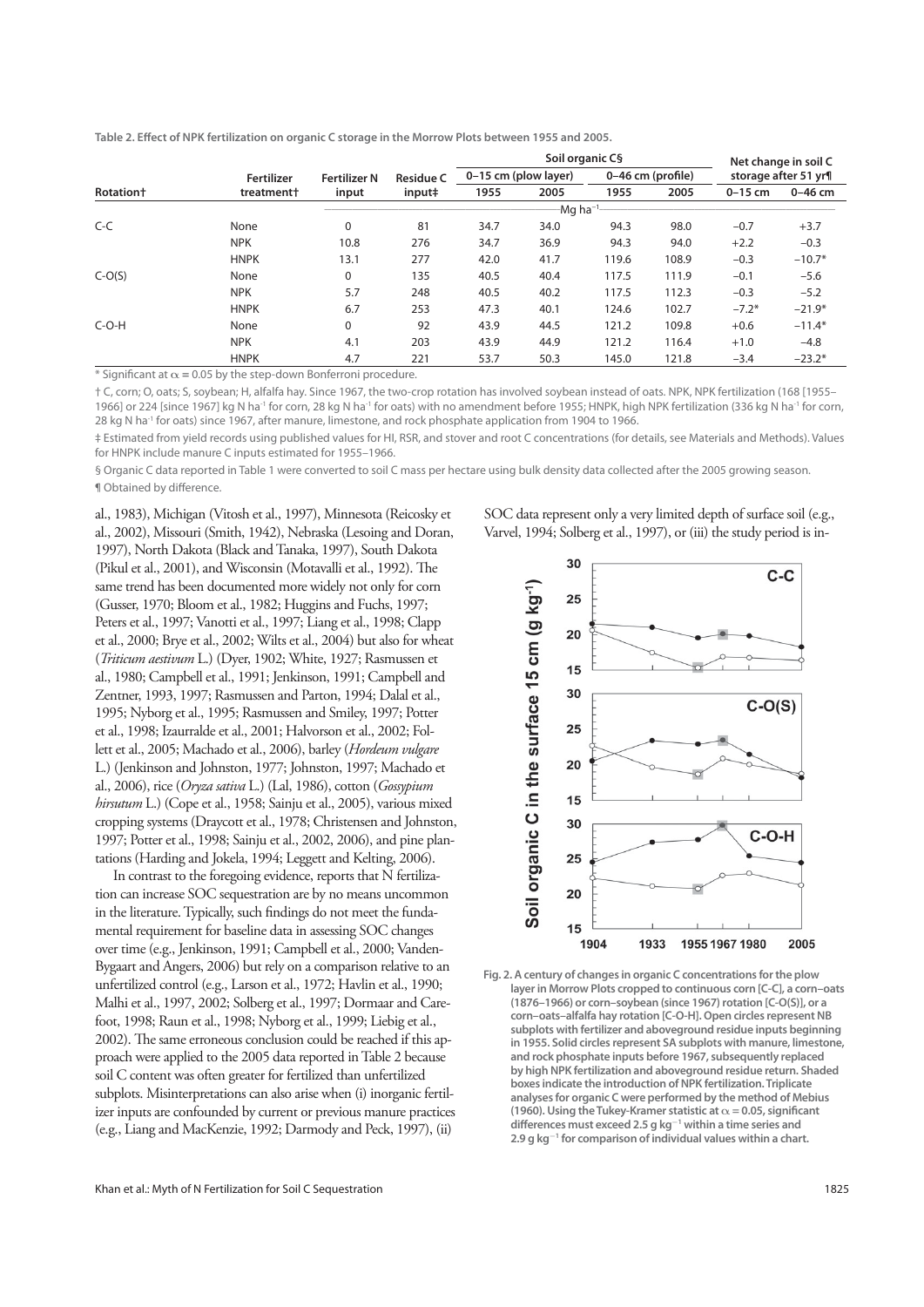**Table 2. Effect of NPK fertilization on organic C storage in the Morrow Plots between 1955 and 2005.**

| Rotation† | Fertilizer treatment† | Fertilizer N input | Residue C input‡ | Soil organic C§ | | | | Net change in soil C storage after 51 yr¶ | |
|---|---|---|---|---|---|---|---|---|---|
| | | | | 0–15 cm (plow layer) | | 0–46 cm (profile) | | | |
| | | | | 1955 | 2005 | 1955 | 2005 | 0–15 cm | 0–46 cm |
| | | Mg ha$^{-1}$ | | | | | | | |
| C-C | None | 0 | 81 | 34.7 | 34.0 | 94.3 | 98.0 | −0.7 | +3.7 |
| | NPK | 10.8 | 276 | 34.7 | 36.9 | 94.3 | 94.0 | +2.2 | −0.3 |
| | HNPK | 13.1 | 277 | 42.0 | 41.7 | 119.6 | 108.9 | −0.3 | −10.7* |
| C-O(S) | None | 0 | 135 | 40.5 | 40.4 | 117.5 | 111.9 | −0.1 | −5.6 |
| | NPK | 5.7 | 248 | 40.5 | 40.2 | 117.5 | 112.3 | −0.3 | −5.2 |
| | HNPK | 6.7 | 253 | 47.3 | 40.1 | 124.6 | 102.7 | −7.2* | −21.9* |
| C-O-H | None | 0 | 92 | 43.9 | 44.5 | 121.2 | 109.8 | +0.6 | −11.4* |
| | NPK | 4.1 | 203 | 43.9 | 44.9 | 121.2 | 116.4 | +1.0 | −4.8 |
| | HNPK | 4.7 | 221 | 53.7 | 50.3 | 145.0 | 121.8 | −3.4 | −23.2* |

\* Significant at $\alpha = 0.05$ by the step-down Bonferroni procedure.

† C, corn; O, oats; S, soybean; H, alfalfa hay. Since 1967, the two-crop rotation has involved soybean instead of oats. NPK, NPK fertilization (168 [1955–1966] or 224 [since 1967] kg N ha$^{-1}$ for corn, 28 kg N ha$^{-1}$ for oats) with no amendment before 1955; HNPK, high NPK fertilization (336 kg N ha$^{-1}$ for corn, 28 kg N ha$^{-1}$ for oats) since 1967, after manure, limestone, and rock phosphate application from 1904 to 1966.

‡ Estimated from yield records using published values for HI, RSR, and stover and root C concentrations (for details, see Materials and Methods). Values for HNPK include manure C inputs estimated for 1955–1966.

§ Organic C data reported in Table 1 were converted to soil C mass per hectare using bulk density data collected after the 2005 growing season.

¶ Obtained by difference.

al., 1983), Michigan (Vitosh et al., 1997), Minnesota (Reicosky et al., 2002), Missouri (Smith, 1942), Nebraska (Lesoing and Doran, 1997), North Dakota (Black and Tanaka, 1997), South Dakota (Pikul et al., 2001), and Wisconsin (Motavalli et al., 1992). The same trend has been documented more widely not only for corn (Gusser, 1970; Bloom et al., 1982; Huggins and Fuchs, 1997; Peters et al., 1997; Vanotti et al., 1997; Liang et al., 1998; Clapp et al., 2000; Brye et al., 2002; Wilts et al., 2004) but also for wheat (*Triticum aestivum* L.) (Dyer, 1902; White, 1927; Rasmussen et al., 1980; Campbell et al., 1991; Jenkinson, 1991; Campbell and Zentner, 1993, 1997; Rasmussen and Parton, 1994; Dalal et al., 1995; Nyborg et al., 1995; Rasmussen and Smiley, 1997; Potter et al., 1998; Izaurralde et al., 2001; Halvorson et al., 2002; Follett et al., 2005; Machado et al., 2006), barley (*Hordeum vulgare* L.) (Jenkinson and Johnston, 1977; Johnston, 1997; Machado et al., 2006), rice (*Oryza sativa* L.) (Lal, 1986), cotton (*Gossypium hirsutum* L.) (Cope et al., 1958; Sainju et al., 2005), various mixed cropping systems (Draycott et al., 1978; Christensen and Johnston, 1997; Potter et al., 1998; Sainju et al., 2002, 2006), and pine plantations (Harding and Jokela, 1994; Leggett and Kelting, 2006).

In contrast to the foregoing evidence, reports that N fertilization can increase SOC sequestration are by no means uncommon in the literature. Typically, such findings do not meet the fundamental requirement for baseline data in assessing SOC changes over time (e.g., Jenkinson, 1991; Campbell et al., 2000; VandenBygaart and Angers, 2006) but rely on a comparison relative to an unfertilized control (e.g., Larson et al., 1972; Havlin et al., 1990; Malhi et al., 1997, 2002; Solberg et al., 1997; Dormaar and Carefoot, 1998; Raun et al., 1998; Nyborg et al., 1999; Liebig et al., 2002). The same erroneous conclusion could be reached if this approach were applied to the 2005 data reported in Table 2 because soil C content was often greater for fertilized than unfertilized subplots. Misinterpretations can also arise when (i) inorganic fertilizer inputs are confounded by current or previous manure practices (e.g., Liang and MacKenzie, 1992; Darmody and Peck, 1997), (ii) SOC data represent only a very limited depth of surface soil (e.g., Varvel, 1994; Solberg et al., 1997), or (iii) the study period is in-

Fig. 2. A century of changes in organic C concentrations for the plow layer in Morrow Plots cropped to continuous corn [C-C], a corn–oats (1876–1966) or corn–soybean (since 1967) rotation [C-O(S)], or a corn–oats–alfalfa hay rotation [C-O-H]. Open circles represent NB subplots with fertilizer and aboveground residue inputs beginning in 1955. Solid circles represent SA subplots with manure, limestone, and rock phosphate inputs before 1967, subsequently replaced by high NPK fertilization and aboveground residue return. Shaded boxes indicate the introduction of NPK fertilization. Triplicate analyses for organic C were performed by the method of Mebius (1960). Using the Tukey-Kramer statistic at $\alpha = 0.05$, significant differences must exceed 2.5 g kg$^{-1}$ within a time series and 2.9 g kg$^{-1}$ for comparison of individual values within a chart.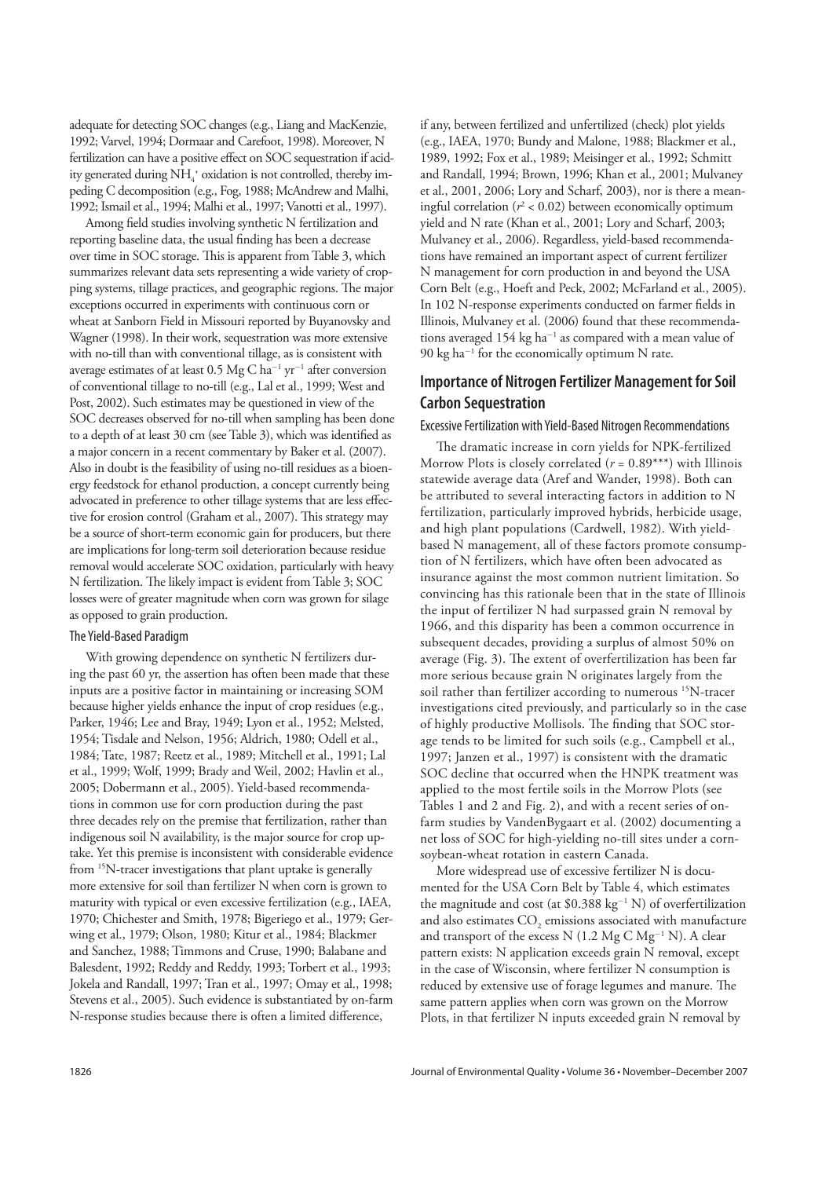adequate for detecting SOC changes (e.g., Liang and MacKenzie, 1992; Varvel, 1994; Dormaar and Carefoot, 1998). Moreover, N fertilization can have a positive effect on SOC sequestration if acidity generated during $NH_4^+$ oxidation is not controlled, thereby impeding C decomposition (e.g., Fog, 1988; McAndrew and Malhi, 1992; Ismail et al., 1994; Malhi et al., 1997; Vanotti et al., 1997).

Among field studies involving synthetic N fertilization and reporting baseline data, the usual finding has been a decrease over time in SOC storage. This is apparent from Table 3, which summarizes relevant data sets representing a wide variety of cropping systems, tillage practices, and geographic regions. The major exceptions occurred in experiments with continuous corn or wheat at Sanborn Field in Missouri reported by Buyanovsky and Wagner (1998). In their work, sequestration was more extensive with no-till than with conventional tillage, as is consistent with average estimates of at least 0.5 Mg C ha$^{-1}$ yr$^{-1}$ after conversion of conventional tillage to no-till (e.g., Lal et al., 1999; West and Post, 2002). Such estimates may be questioned in view of the SOC decreases observed for no-till when sampling has been done to a depth of at least 30 cm (see Table 3), which was identified as a major concern in a recent commentary by Baker et al. (2007). Also in doubt is the feasibility of using no-till residues as a bioenergy feedstock for ethanol production, a concept currently being advocated in preference to other tillage systems that are less effective for erosion control (Graham et al., 2007). This strategy may be a source of short-term economic gain for producers, but there are implications for long-term soil deterioration because residue removal would accelerate SOC oxidation, particularly with heavy N fertilization. The likely impact is evident from Table 3; SOC losses were of greater magnitude when corn was grown for silage as opposed to grain production.

### The Yield-Based Paradigm

With growing dependence on synthetic N fertilizers during the past 60 yr, the assertion has often been made that these inputs are a positive factor in maintaining or increasing SOM because higher yields enhance the input of crop residues (e.g., Parker, 1946; Lee and Bray, 1949; Lyon et al., 1952; Melsted, 1954; Tisdale and Nelson, 1956; Aldrich, 1980; Odell et al., 1984; Tate, 1987; Reetz et al., 1989; Mitchell et al., 1991; Lal et al., 1999; Wolf, 1999; Brady and Weil, 2002; Havlin et al., 2005; Dobermann et al., 2005). Yield-based recommendations in common use for corn production during the past three decades rely on the premise that fertilization, rather than indigenous soil N availability, is the major source for crop uptake. Yet this premise is inconsistent with considerable evidence from $^{15}$N-tracer investigations that plant uptake is generally more extensive for soil than fertilizer N when corn is grown to maturity with typical or even excessive fertilization (e.g., IAEA, 1970; Chichester and Smith, 1978; Bigeriego et al., 1979; Gerwing et al., 1979; Olson, 1980; Kitur et al., 1984; Blackmer and Sanchez, 1988; Timmons and Cruse, 1990; Balabane and Balesdent, 1992; Reddy and Reddy, 1993; Torbert et al., 1993; Jokela and Randall, 1997; Tran et al., 1997; Omay et al., 1998; Stevens et al., 2005). Such evidence is substantiated by on-farm N-response studies because there is often a limited difference, if any, between fertilized and unfertilized (check) plot yields (e.g., IAEA, 1970; Bundy and Malone, 1988; Blackmer et al., 1989, 1992; Fox et al., 1989; Meisinger et al., 1992; Schmitt and Randall, 1994; Brown, 1996; Khan et al., 2001; Mulvaney et al., 2001, 2006; Lory and Scharf, 2003), nor is there a meaningful correlation ($r^2 < 0.02$) between economically optimum yield and N rate (Khan et al., 2001; Lory and Scharf, 2003; Mulvaney et al., 2006). Regardless, yield-based recommendations have remained an important aspect of current fertilizer N management for corn production in and beyond the USA Corn Belt (e.g., Hoeft and Peck, 2002; McFarland et al., 2005). In 102 N-response experiments conducted on farmer fields in Illinois, Mulvaney et al. (2006) found that these recommendations averaged 154 kg ha$^{-1}$ as compared with a mean value of 90 kg ha$^{-1}$ for the economically optimum N rate.

## Importance of Nitrogen Fertilizer Management for Soil Carbon Sequestration

### Excessive Fertilization with Yield-Based Nitrogen Recommendations

The dramatic increase in corn yields for NPK-fertilized Morrow Plots is closely correlated ($r = 0.89$***) with Illinois statewide average data (Aref and Wander, 1998). Both can be attributed to several interacting factors in addition to N fertilization, particularly improved hybrids, herbicide usage, and high plant populations (Cardwell, 1982). With yield-based N management, all of these factors promote consumption of N fertilizers, which have often been advocated as insurance against the most common nutrient limitation. So convincing has this rationale been that in the state of Illinois the input of fertilizer N had surpassed grain N removal by 1966, and this disparity has been a common occurrence in subsequent decades, providing a surplus of almost 50% on average (Fig. 3). The extent of overfertilization has been far more serious because grain N originates largely from the soil rather than fertilizer according to numerous $^{15}$N-tracer investigations cited previously, and particularly so in the case of highly productive Mollisols. The finding that SOC storage tends to be limited for such soils (e.g., Campbell et al., 1997; Janzen et al., 1997) is consistent with the dramatic SOC decline that occurred when the HNPK treatment was applied to the most fertile soils in the Morrow Plots (see Tables 1 and 2 and Fig. 2), and with a recent series of on-farm studies by VandenBygaart et al. (2002) documenting a net loss of SOC for high-yielding no-till sites under a corn-soybean-wheat rotation in eastern Canada.

More widespread use of excessive fertilizer N is documented for the USA Corn Belt by Table 4, which estimates the magnitude and cost (at \$0.388 kg$^{-1}$ N) of overfertilization and also estimates $CO_2$ emissions associated with manufacture and transport of the excess N (1.2 Mg C Mg$^{-1}$ N). A clear pattern exists: N application exceeds grain N removal, except in the case of Wisconsin, where fertilizer N consumption is reduced by extensive use of forage legumes and manure. The same pattern applies when corn was grown on the Morrow Plots, in that fertilizer N inputs exceeded grain N removal by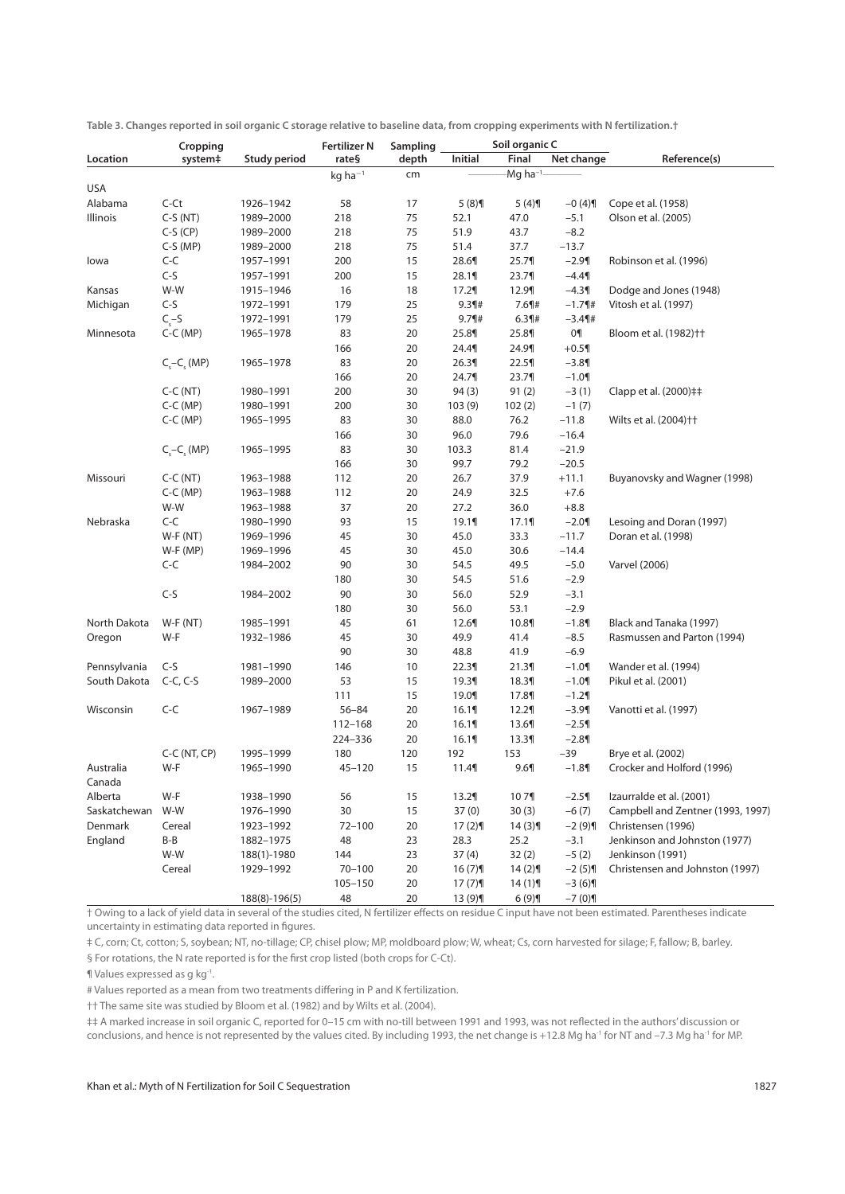**Table 3. Changes reported in soil organic C storage relative to baseline data, from cropping experiments with N fertilization.†**

| Location | Cropping system‡ | Study period | Fertilizer N rate§ | Sampling depth | Soil organic C | | | Reference(s) |
|---|---|---|---|---|---|---|---|---|
| | | | | | Initial | Final | Net change | |
| | | | kg ha$^{-1}$ | cm | Mg ha$^{-1}$ | | | |
| USA | | | | | | | | |
| Alabama | C-Ct | 1926–1942 | 58 | 17 | 5 (8)¶ | 5 (4)¶ | −0 (4)¶ | Cope et al. (1958) |
| Illinois | C-S (NT) | 1989–2000 | 218 | 75 | 52.1 | 47.0 | −5.1 | Olson et al. (2005) |
| | C-S (CP) | 1989–2000 | 218 | 75 | 51.9 | 43.7 | −8.2 | |
| | C-S (MP) | 1989–2000 | 218 | 75 | 51.4 | 37.7 | −13.7 | |
| Iowa | C-C | 1957–1991 | 200 | 15 | 28.6¶ | 25.7¶ | −2.9¶ | Robinson et al. (1996) |
| | C-S | 1957–1991 | 200 | 15 | 28.1¶ | 23.7¶ | −4.4¶ | |
| Kansas | W-W | 1915–1946 | 16 | 18 | 17.2¶ | 12.9¶ | −4.3¶ | Dodge and Jones (1948) |
| Michigan | C-S | 1972–1991 | 179 | 25 | 9.3¶# | 7.6¶# | −1.7¶# | Vitosh et al. (1997) |
| | $C_s$–S | 1972–1991 | 179 | 25 | 9.7¶# | 6.3¶# | −3.4¶# | |
| Minnesota | C-C (MP) | 1965–1978 | 83 | 20 | 25.8¶ | 25.8¶ | 0¶ | Bloom et al. (1982)†† |
| | | | 166 | 20 | 24.4¶ | 24.9¶ | +0.5¶ | |
| | $C_s$–$C_s$ (MP) | 1965–1978 | 83 | 20 | 26.3¶ | 22.5¶ | −3.8¶ | |
| | | | 166 | 20 | 24.7¶ | 23.7¶ | −1.0¶ | |
| | C-C (NT) | 1980–1991 | 200 | 30 | 94 (3) | 91 (2) | −3 (1) | Clapp et al. (2000)‡‡ |
| | C-C (MP) | 1980–1991 | 200 | 30 | 103 (9) | 102 (2) | −1 (7) | |
| | C-C (MP) | 1965–1995 | 83 | 30 | 88.0 | 76.2 | −11.8 | Wilts et al. (2004)†† |
| | | | 166 | 30 | 96.0 | 79.6 | −16.4 | |
| | $C_s$–$C_s$ (MP) | 1965–1995 | 83 | 30 | 103.3 | 81.4 | −21.9 | |
| | | | 166 | 30 | 99.7 | 79.2 | −20.5 | |
| Missouri | C-C (NT) | 1963–1988 | 112 | 20 | 26.7 | 37.9 | +11.1 | Buyanovsky and Wagner (1998) |
| | C-C (MP) | 1963–1988 | 112 | 20 | 24.9 | 32.5 | +7.6 | |
| | W-W | 1963–1988 | 37 | 20 | 27.2 | 36.0 | +8.8 | |
| Nebraska | C-C | 1980–1990 | 93 | 15 | 19.1¶ | 17.1¶ | −2.0¶ | Lesoing and Doran (1997) |
| | W-F (NT) | 1969–1996 | 45 | 30 | 45.0 | 33.3 | −11.7 | Doran et al. (1998) |
| | W-F (MP) | 1969–1996 | 45 | 30 | 45.0 | 30.6 | −14.4 | |
| | C-C | 1984–2002 | 90 | 30 | 54.5 | 49.5 | −5.0 | Varvel (2006) |
| | | | 180 | 30 | 54.5 | 51.6 | −2.9 | |
| | C-S | 1984–2002 | 90 | 30 | 56.0 | 52.9 | −3.1 | |
| | | | 180 | 30 | 56.0 | 53.1 | −2.9 | |
| North Dakota | W-F (NT) | 1985–1991 | 45 | 61 | 12.6¶ | 10.8¶ | −1.8¶ | Black and Tanaka (1997) |
| Oregon | W-F | 1932–1986 | 45 | 30 | 49.9 | 41.4 | −8.5 | Rasmussen and Parton (1994) |
| | | | 90 | 30 | 48.8 | 41.9 | −6.9 | |
| Pennsylvania | C-S | 1981–1990 | 146 | 10 | 22.3¶ | 21.3¶ | −1.0¶ | Wander et al. (1994) |
| South Dakota | C-C, C-S | 1989–2000 | 53 | 15 | 19.3¶ | 18.3¶ | −1.0¶ | Pikul et al. (2001) |
| | | | 111 | 15 | 19.0¶ | 17.8¶ | −1.2¶ | |
| Wisconsin | C-C | 1967–1989 | 56–84 | 20 | 16.1¶ | 12.2¶ | −3.9¶ | Vanotti et al. (1997) |
| | | | 112–168 | 20 | 16.1¶ | 13.6¶ | −2.5¶ | |
| | | | 224–336 | 20 | 16.1¶ | 13.3¶ | −2.8¶ | |
| | C-C (NT, CP) | 1995–1999 | 180 | 120 | 192 | 153 | −39 | Brye et al. (2002) |
| Australia | W-F | 1965–1990 | 45–120 | 15 | 11.4¶ | 9.6¶ | −1.8¶ | Crocker and Holford (1996) |
| Canada | | | | | | | | |
| Alberta | W-F | 1938–1990 | 56 | 15 | 13.2¶ | 10 7¶ | −2.5¶ | Izaurralde et al. (2001) |
| Saskatchewan | W-W | 1976–1990 | 30 | 15 | 37 (0) | 30 (3) | −6 (7) | Campbell and Zentner (1993, 1997) |
| Denmark | Cereal | 1923–1992 | 72–100 | 20 | 17 (2)¶ | 14 (3)¶ | −2 (9)¶ | Christensen (1996) |
| England | B-B | 1882–1975 | 48 | 23 | 28.3 | 25.2 | −3.1 | Jenkinson and Johnston (1977) |
| | W-W | 188(1)-1980 | 144 | 23 | 37 (4) | 32 (2) | −5 (2) | Jenkinson (1991) |
| | Cereal | 1929–1992 | 70–100 | 20 | 16 (7)¶ | 14 (2)¶ | −2 (5)¶ | Christensen and Johnston (1997) |
| | | | 105–150 | 20 | 17 (7)¶ | 14 (1)¶ | −3 (6)¶ | |
| | | 188(8)-196(5) | 48 | 20 | 13 (9)¶ | 6 (9)¶ | −7 (0)¶ | |

† Owing to a lack of yield data in several of the studied cited, N fertilizer effects on residue C input have not been estimated. Parentheses indicate uncertainty in estimating data reported in figures.

‡ C, corn; Ct, cotton; S, soybean; NT, no-tillage; CP, chisel plow; MP, moldboard plow; W, wheat; Cs, corn harvested for silage; F, fallow; B, barley.

§ For rotations, the N rate reported is for the first crop listed (both crops for C-Ct).

¶ Values expressed as g kg$^{-1}$.

# Values reported as a mean from two treatments differing in P and K fertilization.

†† The same site was studied by Bloom et al. (1982) and by Wilts et al. (2004).

‡‡ A marked increase in soil organic C, reported for 0–15 cm with no-till between 1991 and 1993, was not reflected in the authors' discussion or conclusions, and hence is not represented by the values cited. By including 1993, the net change is +12.8 Mg ha$^{-1}$ for NT and −7.3 Mg ha$^{-1}$ for MP.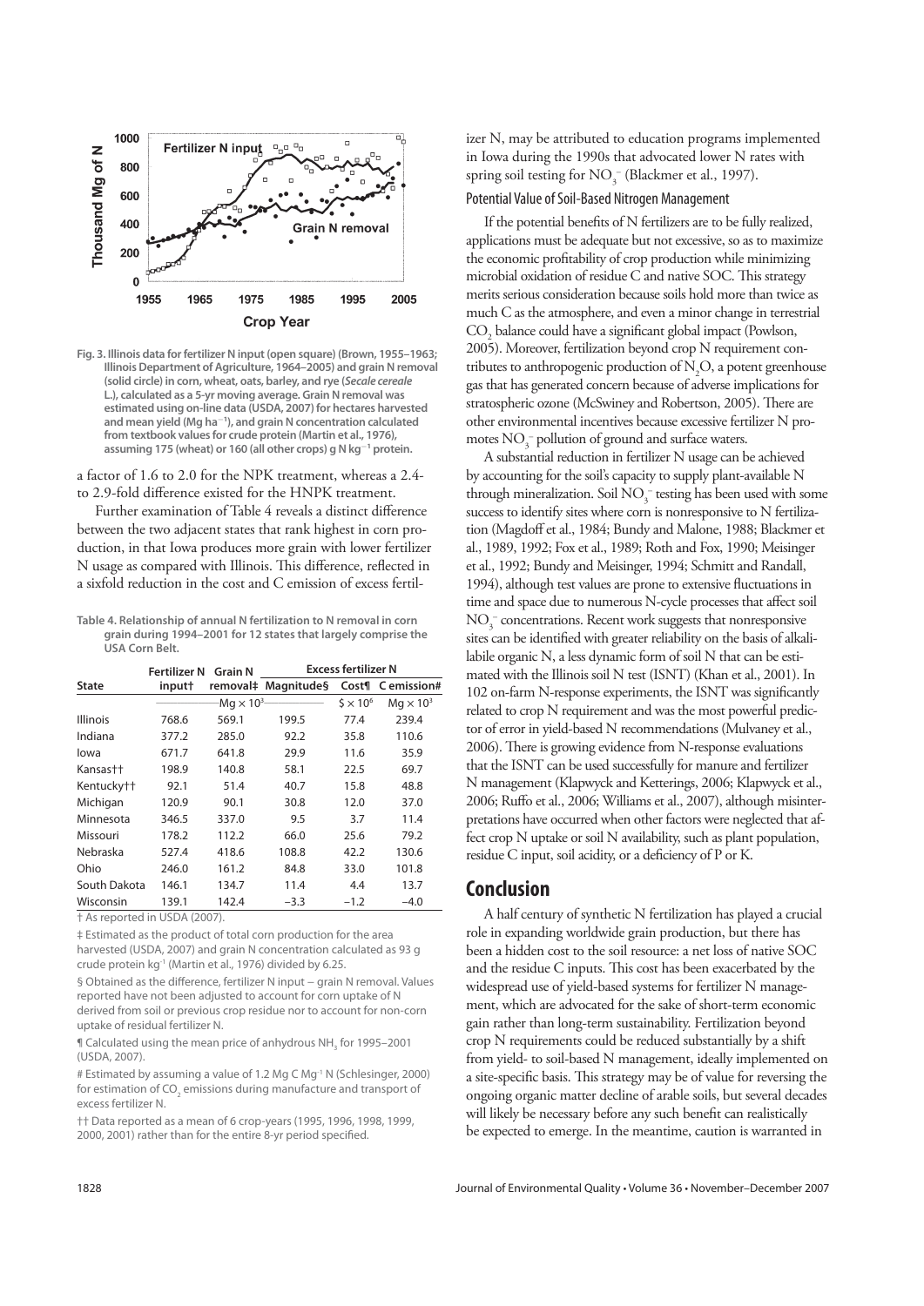Fig. 3. Illinois data for fertilizer N input (open square) (Brown, 1955–1963; Illinois Department of Agriculture, 1964–2005) and grain N removal (solid circle) in corn, wheat, oats, barley, and rye (*Secale cereale* L.), calculated as a 5-yr moving average. Grain N removal was estimated using on-line data (USDA, 2007) for hectares harvested and mean yield (Mg ha$^{-1}$), and grain N concentration calculated from textbook values for crude protein (Martin et al., 1976), assuming 175 (wheat) or 160 (all other crops) g N kg$^{-1}$ protein.

a factor of 1.6 to 2.0 for the NPK treatment, whereas a 2.4- to 2.9-fold difference existed for the HNPK treatment.

Further examination of Table 4 reveals a distinct difference between the two adjacent states that rank highest in corn production, in that Iowa produces more grain with lower fertilizer N usage as compared with Illinois. This difference, reflected in a sixfold reduction in the cost and C emission of excess fertilizer N, may be attributed to education programs implemented in Iowa during the 1990s that advocated lower N rates with spring soil testing for $NO_3^-$ (Blackmer et al., 1997).

Table 4. Relationship of annual N fertilization to N removal in corn grain during 1994–2001 for 12 states that largely comprise the USA Corn Belt.

| State | Fertilizer N input† | Grain N removal‡ | Excess fertilizer N Magnitude§ | Excess fertilizer N Cost¶ | Excess fertilizer N C emission# |
|---|---|---|---|---|---|
| | Mg × 10$^3$ | | | \$ × 10$^6$ | Mg × 10$^3$ |
| Illinois | 768.6 | 569.1 | 199.5 | 77.4 | 239.4 |
| Indiana | 377.2 | 285.0 | 92.2 | 35.8 | 110.6 |
| Iowa | 671.7 | 641.8 | 29.9 | 11.6 | 35.9 |
| Kansas†† | 198.9 | 140.8 | 58.1 | 22.5 | 69.7 |
| Kentucky†† | 92.1 | 51.4 | 40.7 | 15.8 | 48.8 |
| Michigan | 120.9 | 90.1 | 30.8 | 12.0 | 37.0 |
| Minnesota | 346.5 | 337.0 | 9.5 | 3.7 | 11.4 |
| Missouri | 178.2 | 112.2 | 66.0 | 25.6 | 79.2 |
| Nebraska | 527.4 | 418.6 | 108.8 | 42.2 | 130.6 |
| Ohio | 246.0 | 161.2 | 84.8 | 33.0 | 101.8 |
| South Dakota | 146.1 | 134.7 | 11.4 | 4.4 | 13.7 |
| Wisconsin | 139.1 | 142.4 | −3.3 | −1.2 | −4.0 |

† As reported in USDA (2007).

‡ Estimated as the product of total corn production for the area harvested (USDA, 2007) and grain N concentration calculated as 93 g crude protein kg$^{-1}$ (Martin et al., 1976) divided by 6.25.

§ Obtained as the difference, fertilizer N input − grain N removal. Values reported have not been adjusted to account for corn uptake of N derived from soil or previous crop residue nor to account for non-corn uptake of residual fertilizer N.

¶ Calculated using the mean price of anhydrous $NH_3$ for 1995–2001 (USDA, 2007).

\# Estimated by assuming a value of 1.2 Mg C Mg$^{-1}$ N (Schlesinger, 2000) for estimation of $CO_2$ emissions during manufacture and transport of excess fertilizer N.

†† Data reported as a mean of 6 crop-years (1995, 1996, 1998, 1999, 2000, 2001) rather than for the entire 8-yr period specified.

### Potential Value of Soil-Based Nitrogen Management

If the potential benefits of N fertilizers are to be fully realized, applications must be adequate but not excessive, so as to maximize the economic profitability of crop production while minimizing microbial oxidation of residue C and native SOC. This strategy merits serious consideration because soils hold more than twice as much C as the atmosphere, and even a minor change in terrestrial $CO_2$ balance could have a significant global impact (Powlson, 2005). Moreover, fertilization beyond crop N requirement contributes to anthropogenic production of $N_2O$, a potent greenhouse gas that has generated concern because of adverse implications for stratospheric ozone (McSwiney and Robertson, 2005). There are other environmental incentives because excessive fertilizer N promotes $NO_3^-$ pollution of ground and surface waters.

A substantial reduction in fertilizer N usage can be achieved by accounting for the soil's capacity to supply plant-available N through mineralization. Soil $NO_3^-$ testing has been used with some success to identify sites where corn is nonresponsive to N fertilization (Magdoff et al., 1984; Bundy and Malone, 1988; Blackmer et al., 1989, 1992; Fox et al., 1989; Roth and Fox, 1990; Meisinger et al., 1992; Bundy and Meisinger, 1994; Schmitt and Randall, 1994), although test values are prone to extensive fluctuations in time and space due to numerous N-cycle processes that affect soil $NO_3^-$ concentrations. Recent work suggests that nonresponsive sites can be identified with greater reliability on the basis of alkali-labile organic N, a less dynamic form of soil N that can be estimated with the Illinois soil N test (ISNT) (Khan et al., 2001). In 102 on-farm N-response experiments, the ISNT was significantly related to crop N requirement and was the most powerful predictor of error in yield-based N recommendations (Mulvaney et al., 2006). There is growing evidence from N-response evaluations that the ISNT can be used successfully for manure and fertilizer N management (Klapwyck and Ketterings, 2006; Klapwyck et al., 2006; Ruffo et al., 2006; Williams et al., 2007), although misinterpretations have occurred when other factors were neglected that affect crop N uptake or soil N availability, such as plant population, residue C input, soil acidity, or a deficiency of P or K.

## Conclusion

A half century of synthetic N fertilization has played a crucial role in expanding worldwide grain production, but there has been a hidden cost to the soil resource: a net loss of native SOC and the residue C inputs. This cost has been exacerbated by the widespread use of yield-based systems for fertilizer N management, which are advocated for the sake of short-term economic gain rather than long-term sustainability. Fertilization beyond crop N requirements could be reduced substantially by a shift from yield- to soil-based N management, ideally implemented on a site-specific basis. This strategy may be of value for reversing the ongoing organic matter decline of arable soils, but several decades will likely be necessary before any such benefit can realistically be expected to emerge. In the meantime, caution is warranted in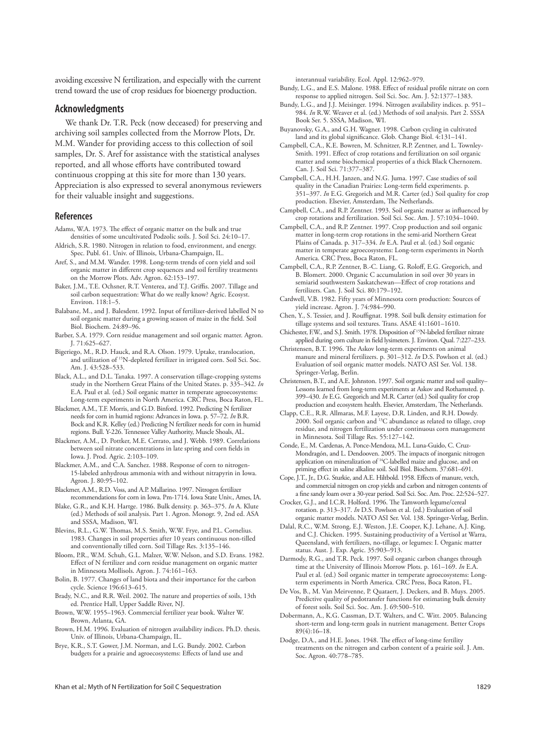avoiding excessive N fertilization, and especially with the current trend toward the use of crop residues for bioenergy production.

## Acknowledgments

We thank Dr. T.R. Peck (now deceased) for preserving and archiving soil samples collected from the Morrow Plots, Dr. M.M. Wander for providing access to this collection of soil samples, Dr. S. Aref for assistance with the statistical analyses reported, and all whose efforts have contributed toward continuous cropping at this site for more than 130 years. Appreciation is also expressed to several anonymous reviewers for their valuable insight and suggestions.

## References

Adams, W.A. 1973. The effect of organic matter on the bulk and true densities of some uncultivated Podzolic soils. J. Soil Sci. 24:10–17.

Aldrich, S.R. 1980. Nitrogen in relation to food, environment, and energy. Spec. Publ. 61. Univ. of Illinois, Urbana-Champaign, IL.

Aref, S., and M.M. Wander. 1998. Long-term trends of corn yield and soil organic matter in different crop sequences and soil fertility treatments on the Morrow Plots. Adv. Agron. 62:153–197.

Baker, J.M., T.E. Ochsner, R.T. Venterea, and T.J. Griffis. 2007. Tillage and soil carbon sequestration: What do we really know? Agric. Ecosyst. Environ. 118:1–5.

Balabane, M., and J. Balesdent. 1992. Input of fertilizer-derived labelled N to soil organic matter during a growing season of maize in the field. Soil Biol. Biochem. 24:89–96.

Barber, S.A. 1979. Corn residue management and soil organic matter. Agron. J. 71:625–627.

Bigeriego, M., R.D. Hauck, and R.A. Olson. 1979. Uptake, translocation, and utilization of $^{15}$N-depleted fertilizer in irrigated corn. Soil Sci. Soc. Am. J. 43:528–533.

Black, A.L., and D.L. Tanaka. 1997. A conservation tillage-cropping systems study in the Northern Great Plains of the United States. p. 335–342. *In* E.A. Paul et al. (ed.) Soil organic matter in temperate agroecosystems: Long-term experiments in North America. CRC Press, Boca Raton, FL.

Blackmer, A.M., T.F. Morris, and G.D. Binford. 1992. Predicting N fertilizer needs for corn in humid regions: Advances in Iowa. p. 57–72. *In* B.R. Bock and K.R. Kelley (ed.) Predicting N fertilizer needs for corn in humid regions. Bull. Y-226. Tennessee Valley Authority, Muscle Shoals, AL.

Blackmer, A.M., D. Pottker, M.E. Cerrato, and J. Webb. 1989. Correlations between soil nitrate concentrations in late spring and corn fields in Iowa. J. Prod. Agric. 2:103–109.

Blackmer, A.M., and C.A. Sanchez. 1988. Response of corn to nitrogen-15-labeled anhydrous ammonia with and without nitrapyrin in Iowa. Agron. J. 80:95–102.

Blackmer, A.M., R.D. Voss, and A.P. Mallarino. 1997. Nitrogen fertilizer recommendations for corn in Iowa. Pm-1714. Iowa State Univ., Ames, IA.

Blake, G.R., and K.H. Hartge. 1986. Bulk density. p. 363–375. *In* A. Klute (ed.) Methods of soil analysis. Part 1. Agron. Monogr. 9, 2nd ed. ASA and SSSA, Madison, WI.

Blevins, R.L., G.W. Thomas, M.S. Smith, W.W. Frye, and P.L. Cornelius. 1983. Changes in soil properties after 10 years continuous non-tilled and conventionally tilled corn. Soil Tillage Res. 3:135–146.

Bloom, P.R., W.M. Schuh, G.L. Malzer, W.W. Nelson, and S.D. Evans. 1982. Effect of N fertilizer and corn residue management on organic matter in Minnesota Mollisols. Agron. J. 74:161–163.

Bolin, B. 1977. Changes of land biota and their importance for the carbon cycle. Science 196:613–615.

Brady, N.C., and R.R. Weil. 2002. The nature and properties of soils, 13th ed. Prentice Hall, Upper Saddle River, NJ.

Brown, W.W. 1955–1963. Commercial fertilizer year book. Walter W. Brown, Atlanta, GA.

Brown, H.M. 1996. Evaluation of nitrogen availability indices. Ph.D. thesis. Univ. of Illinois, Urbana-Champaign, IL.

Brye, K.R., S.T. Gower, J.M. Norman, and L.G. Bundy. 2002. Carbon budgets for a prairie and agroecosystems: Effects of land use and interannual variability. Ecol. Appl. 12:962–979.

Bundy, L.G., and E.S. Malone. 1988. Effect of residual profile nitrate on corn response to applied nitrogen. Soil Sci. Soc. Am. J. 52:1377–1383.

Bundy, L.G., and J.J. Meisinger. 1994. Nitrogen availability indices. p. 951–984. *In* R.W. Weaver et al. (ed.) Methods of soil analysis. Part 2. SSSA Book Ser. 5. SSSA, Madison, WI.

Buyanovsky, G.A., and G.H. Wagner. 1998. Carbon cycling in cultivated land and its global significance. Glob. Change Biol. 4:131–141.

Campbell, C.A., K.E. Bowren, M. Schnitzer, R.P. Zentner, and L. Townley-Smith. 1991. Effect of crop rotations and fertilization on soil organic matter and some biochemical properties of a thick Black Chernozem. Can. J. Soil Sci. 71:377–387.

Campbell, C.A., H.H. Janzen, and N.G. Juma. 1997. Case studies of soil quality in the Canadian Prairies: Long-term field experiments. p. 351–397. *In* E.G. Gregorich and M.R. Carter (ed.) Soil quality for crop production. Elsevier, Amsterdam, The Netherlands.

Campbell, C.A., and R.P. Zentner. 1993. Soil organic matter as influenced by crop rotations and fertilization. Soil Sci. Soc. Am. J. 57:1034–1040.

Campbell, C.A., and R.P. Zentner. 1997. Crop production and soil organic matter in long-term crop rotations in the semi-arid Northern Great Plains of Canada. p. 317–334. *In* E.A. Paul et al. (ed.) Soil organic matter in temperate agroecosystems: Long-term experiments in North America. CRC Press, Boca Raton, FL.

Campbell, C.A., R.P. Zentner, B.-C. Liang, G. Roloff, E.G. Gregorich, and B. Blomert. 2000. Organic C accumulation in soil over 30 years in semiarid southwestern Saskatchewan—Effect of crop rotations and fertilizers. Can. J. Soil Sci. 80:179–192.

Cardwell, V.B. 1982. Fifty years of Minnesota corn production: Sources of yield increase. Agron. J. 74:984–990.

Chen, Y., S. Tessier, and J. Rouffignat. 1998. Soil bulk density estimation for tillage systems and soil textures. Trans. ASAE 41:1601–1610.

Chichester, F.W., and S.J. Smith. 1978. Disposition of $^{15}$N-labeled fertilizer nitrate applied during corn culture in field lysimeters. J. Environ. Qual. 7:227–233.

Christensen, B.T. 1996. The Askov long-term experiments on animal manure and mineral fertilizers. p. 301–312. *In* D.S. Powlson et al. (ed.) Evaluation of soil organic matter models. NATO ASI Ser. Vol. 138. Springer-Verlag, Berlin.

Christensen, B.T., and A.E. Johnston. 1997. Soil organic matter and soil quality–Lessons learned from long-term experiments at Askov and Rothamsted. p. 399–430. *In* E.G. Gregorich and M.R. Carter (ed.) Soil quality for crop production and ecosystem health. Elsevier, Amsterdam, The Netherlands.

Clapp, C.E., R.R. Allmaras, M.F. Layese, D.R. Linden, and R.H. Dowdy. 2000. Soil organic carbon and $^{13}$C abundance as related to tillage, crop residue, and nitrogen fertilization under continuous corn management in Minnesota. Soil Tillage Res. 55:127–142.

Conde, E., M. Cardenas, A. Ponce-Mendoza, M.L. Luna-Guido, C. Cruz-Mondragón, and L. Dendooven. 2005. The impacts of inorganic nitrogen application on mineralization of $^{14}$C-labelled maize and glucose, and on priming effect in saline alkaline soil. Soil Biol. Biochem. 37:681–691.

Cope, J.T., Jr., D.G. Sturkie, and A.E. Hiltbold. 1958. Effects of manure, vetch, and commercial nitrogen on crop yields and carbon and nitrogen contents of a fine sandy loam over a 30-year period. Soil Sci. Soc. Am. Proc. 22:524–527.

Crocker, G.J., and I.C.R. Holford. 1996. The Tamworth legume/cereal rotation. p. 313–317. *In* D.S. Powlson et al. (ed.) Evaluation of soil organic matter models. NATO ASI Ser. Vol. 138. Springer-Verlag, Berlin.

Dalal, R.C., W.M. Strong, E.J. Weston, J.E. Cooper, K.J. Lehane, A.J. King, and C.J. Chicken. 1995. Sustaining productivity of a Vertisol at Warra, Queensland, with fertilizers, no-tillage, or legumes: I. Organic matter status. Aust. J. Exp. Agric. 35:903–913.

Darmody, R.G., and T.R. Peck. 1997. Soil organic carbon changes through time at the University of Illinois Morrow Plots. p. 161–169. *In* E.A. Paul et al. (ed.) Soil organic matter in temperate agroecosystems: Long-term experiments in North America. CRC Press, Boca Raton, FL.

De Vos, B., M. Van Meirvenne, P. Quataert, J. Deckers, and B. Muys. 2005. Predictive quality of pedotransfer functions for estimating bulk density of forest soils. Soil Sci. Soc. Am. J. 69:500–510.

Dobermann, A., K.G. Cassman, D.T. Walters, and C. Witt. 2005. Balancing short-term and long-term goals in nutrient management. Better Crops 89(4):16–18.

Dodge, D.A., and H.E. Jones. 1948. The effect of long-time fertility treatments on the nitrogen and carbon content of a prairie soil. J. Am. Soc. Agron. 40:778–785.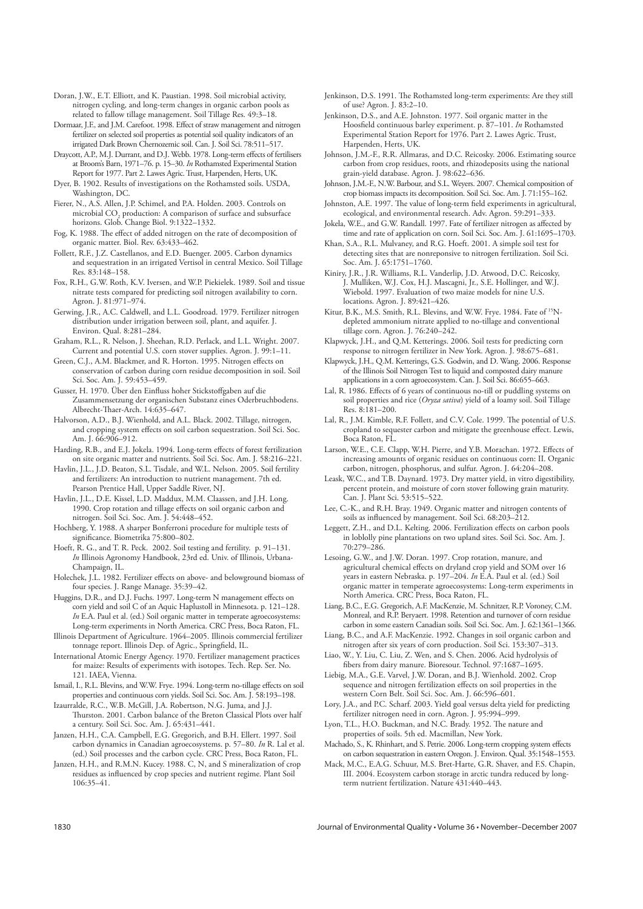Doran, J.W., E.T. Elliott, and K. Paustian. 1998. Soil microbial activity, nitrogen cycling, and long-term changes in organic carbon pools as related to fallow tillage management. Soil Tillage Res. 49:3–18.

Dormaar, J.F., and J.M. Carefoot. 1998. Effect of straw management and nitrogen fertilizer on selected soil properties as potential soil quality indicators of an irrigated Dark Brown Chernozemic soil. Can. J. Soil Sci. 78:511–517.

Draycott, A.P., M.J. Durrant, and D.J. Webb. 1978. Long-term effects of fertilisers at Broom's Barn, 1971–76. p. 15–30. *In* Rothamsted Experimental Station Report for 1977. Part 2. Lawes Agric. Trust, Harpenden, Herts, UK.

Dyer, B. 1902. Results of investigations on the Rothamsted soils. USDA, Washington, DC.

Fierer, N., A.S. Allen, J.P. Schimel, and P.A. Holden. 2003. Controls on microbial $CO_2$ production: A comparison of surface and subsurface horizons. Glob. Change Biol. 9:1322–1332.

Fog, K. 1988. The effect of added nitrogen on the rate of decomposition of organic matter. Biol. Rev. 63:433–462.

Follett, R.F., J.Z. Castellanos, and E.D. Buenger. 2005. Carbon dynamics and sequestration in an irrigated Vertisol in central Mexico. Soil Tillage Res. 83:148–158.

Fox, R.H., G.W. Roth, K.V. Iversen, and W.P. Piekielek. 1989. Soil and tissue nitrate tests compared for predicting soil nitrogen availability to corn. Agron. J. 81:971–974.

Gerwing, J.R., A.C. Caldwell, and L.L. Goodroad. 1979. Fertilizer nitrogen distribution under irrigation between soil, plant, and aquifer. J. Environ. Qual. 8:281–284.

Graham, R.L., R. Nelson, J. Sheehan, R.D. Perlack, and L.L. Wright. 2007. Current and potential U.S. corn stover supplies. Agron. J. 99:1–11.

Green, C.J., A.M. Blackmer, and R. Horton. 1995. Nitrogen effects on conservation of carbon during corn residue decomposition in soil. Soil Sci. Soc. Am. J. 59:453–459.

Gusser, H. 1970. Über den Einfluss hoher Stickstoffgaben auf die Zusammensetzung der organischen Substanz eines Oderbruchbodens. Albrecht-Thaer-Arch. 14:635–647.

Halvorson, A.D., B.J. Wienhold, and A.L. Black. 2002. Tillage, nitrogen, and cropping system effects on soil carbon sequestration. Soil Sci. Soc. Am. J. 66:906–912.

Harding, R.B., and E.J. Jokela. 1994. Long-term effects of forest fertilization on site organic matter and nutrients. Soil Sci. Soc. Am. J. 58:216–221.

Havlin, J.L., J.D. Beaton, S.L. Tisdale, and W.L. Nelson. 2005. Soil fertility and fertilizers: An introduction to nutrient management. 7th ed. Pearson Prentice Hall, Upper Saddle River, NJ.

Havlin, J.L., D.E. Kissel, L.D. Maddux, M.M. Claassen, and J.H. Long. 1990. Crop rotation and tillage effects on soil organic carbon and nitrogen. Soil Sci. Soc. Am. J. 54:448–452.

Hochberg, Y. 1988. A sharper Bonferroni procedure for multiple tests of significance. Biometrika 75:800–802.

Hoeft, R. G., and T. R. Peck. 2002. Soil testing and fertility. p. 91–131. *In* Illinois Agronomy Handbook, 23rd ed. Univ. of Illinois, Urbana-Champaign, IL.

Holechek, J.L. 1982. Fertilizer effects on above- and belowground biomass of four species. J. Range Manage. 35:39–42.

Huggins, D.R., and D.J. Fuchs. 1997. Long-term N management effects on corn yield and soil C of an Aquic Haplustoll in Minnesota. p. 121–128. *In* E.A. Paul et al. (ed.) Soil organic matter in temperate agroecosystems: Long-term experiments in North America. CRC Press, Boca Raton, FL.

Illinois Department of Agriculture. 1964–2005. Illinois commercial fertilizer tonnage report. Illinois Dep. of Agric., Springfield, IL.

International Atomic Energy Agency. 1970. Fertilizer management practices for maize: Results of experiments with isotopes. Tech. Rep. Ser. No. 121. IAEA, Vienna.

Ismail, I., R.L. Blevins, and W.W. Frye. 1994. Long-term no-tillage effects on soil properties and continuous corn yields. Soil Sci. Soc. Am. J. 58:193–198.

Izaurralde, R.C., W.B. McGill, J.A. Robertson, N.G. Juma, and J.J. Thurston. 2001. Carbon balance of the Breton Classical Plots over half a century. Soil Sci. Soc. Am. J. 65:431–441.

Janzen, H.H., C.A. Campbell, E.G. Gregorich, and B.H. Ellert. 1997. Soil carbon dynamics in Canadian agroecosystems. p. 57–80. *In* R. Lal et al. (ed.) Soil processes and the carbon cycle. CRC Press, Boca Raton, FL.

Janzen, H.H., and R.M.N. Kucey. 1988. C, N, and S mineralization of crop residues as influenced by crop species and nutrient regime. Plant Soil 106:35–41.

Jenkinson, D.S. 1991. The Rothamsted long-term experiments: Are they still of use? Agron. J. 83:2–10.

Jenkinson, D.S., and A.E. Johnston. 1977. Soil organic matter in the Hoosfield continuous barley experiment. p. 87–101. *In* Rothamsted Experimental Station Report for 1976. Part 2. Lawes Agric. Trust, Harpenden, Herts, UK.

Johnson, J.M.-F., R.R. Allmaras, and D.C. Reicosky. 2006. Estimating source carbon from crop residues, roots, and rhizodeposits using the national grain-yield database. Agron. J. 98:622–636.

Johnson, J.M.-F., N.W. Barbour, and S.L. Weyers. 2007. Chemical composition of crop biomass impacts its decomposition. Soil Sci. Soc. Am. J. 71:155–162.

Johnston, A.E. 1997. The value of long-term field experiments in agricultural, ecological, and environmental research. Adv. Agron. 59:291–333.

Jokela, W.E., and G.W. Randall. 1997. Fate of fertilizer nitrogen as affected by time and rate of application on corn. Soil Sci. Soc. Am. J. 61:1695–1703.

Khan, S.A., R.L. Mulvaney, and R.G. Hoeft. 2001. A simple soil test for detecting sites that are nonreponsive to nitrogen fertilization. Soil Sci. Soc. Am. J. 65:1751–1760.

Kiniry, J.R., J.R. Williams, R.L. Vanderlip, J.D. Atwood, D.C. Reicosky, J. Mulliken, W.J. Cox, H.J. Mascagni, Jr., S.E. Hollinger, and W.J. Wiebold. 1997. Evaluation of two maize models for nine U.S. locations. Agron. J. 89:421–426.

Kitur, B.K., M.S. Smith, R.L. Blevins, and W.W. Frye. 1984. Fate of $^{15}$N-depleted ammonium nitrate applied to no-tillage and conventional tillage corn. Agron. J. 76:240–242.

Klapwyck, J.H., and Q.M. Ketterings. 2006. Soil tests for predicting corn response to nitrogen fertilizer in New York. Agron. J. 98:675–681.

Klapwyck, J.H., Q.M. Ketterings, G.S. Godwin, and D. Wang. 2006. Response of the Illinois Soil Nitrogen Test to liquid and composted dairy manure applications in a corn agroecosystem. Can. J. Soil Sci. 86:655–663.

Lal, R. 1986. Effects of 6 years of continuous no-till or puddling systems on soil properties and rice (*Oryza sativa*) yield of a loamy soil. Soil Tillage Res. 8:181–200.

Lal, R., J.M. Kimble, R.F. Follett, and C.V. Cole. 1999. The potential of U.S. cropland to sequester carbon and mitigate the greenhouse effect. Lewis, Boca Raton, FL.

Larson, W.E., C.E. Clapp, W.H. Pierre, and Y.B. Morachan. 1972. Effects of increasing amounts of organic residues on continuous corn: II. Organic carbon, nitrogen, phosphorus, and sulfur. Agron. J. 64:204–208.

Leask, W.C., and T.B. Daynard. 1973. Dry matter yield, in vitro digestibility, percent protein, and moisture of corn stover following grain maturity. Can. J. Plant Sci. 53:515–522.

Lee, C.-K., and R.H. Bray. 1949. Organic matter and nitrogen contents of soils as influenced by management. Soil Sci. 68:203–212.

Leggett, Z.H., and D.L. Kelting. 2006. Fertilization effects on carbon pools in loblolly pine plantations on two upland sites. Soil Sci. Soc. Am. J. 70:279–286.

Lesoing, G.W., and J.W. Doran. 1997. Crop rotation, manure, and agricultural chemical effects on dryland crop yield and SOM over 16 years in eastern Nebraska. p. 197–204. *In* E.A. Paul et al. (ed.) Soil organic matter in temperate agroecosystems: Long-term experiments in North America. CRC Press, Boca Raton, FL.

Liang, B.C., E.G. Gregorich, A.F. MacKenzie, M. Schnitzer, R.P. Voroney, C.M. Monreal, and R.P. Beryaert. 1998. Retention and turnover of corn residue carbon in some eastern Canadian soils. Soil Sci. Soc. Am. J. 62:1361–1366.

Liang, B.C., and A.F. MacKenzie. 1992. Changes in soil organic carbon and nitrogen after six years of corn production. Soil Sci. 153:307–313.

Liao, W., Y. Liu, C. Liu, Z. Wen, and S. Chen. 2006. Acid hydrolysis of fibers from dairy manure. Bioresour. Technol. 97:1687–1695.

Liebig, M.A., G.E. Varvel, J.W. Doran, and B.J. Wienhold. 2002. Crop sequence and nitrogen fertilization effects on soil properties in the western Corn Belt. Soil Sci. Soc. Am. J. 66:596–601.

Lory, J.A., and P.C. Scharf. 2003. Yield goal versus delta yield for predicting fertilizer nitrogen need in corn. Agron. J. 95:994–999.

Lyon, T.L., H.O. Buckman, and N.C. Brady. 1952. The nature and properties of soils. 5th ed. Macmillan, New York.

Machado, S., K. Rhinhart, and S. Petrie. 2006. Long-term cropping system effects on carbon sequestration in eastern Oregon. J. Environ. Qual. 35:1548–1553.

Mack, M.C., E.A.G. Schuur, M.S. Bret-Harte, G.R. Shaver, and F.S. Chapin, III. 2004. Ecosystem carbon storage in arctic tundra reduced by long-term nutrient fertilization. Nature 431:440–443.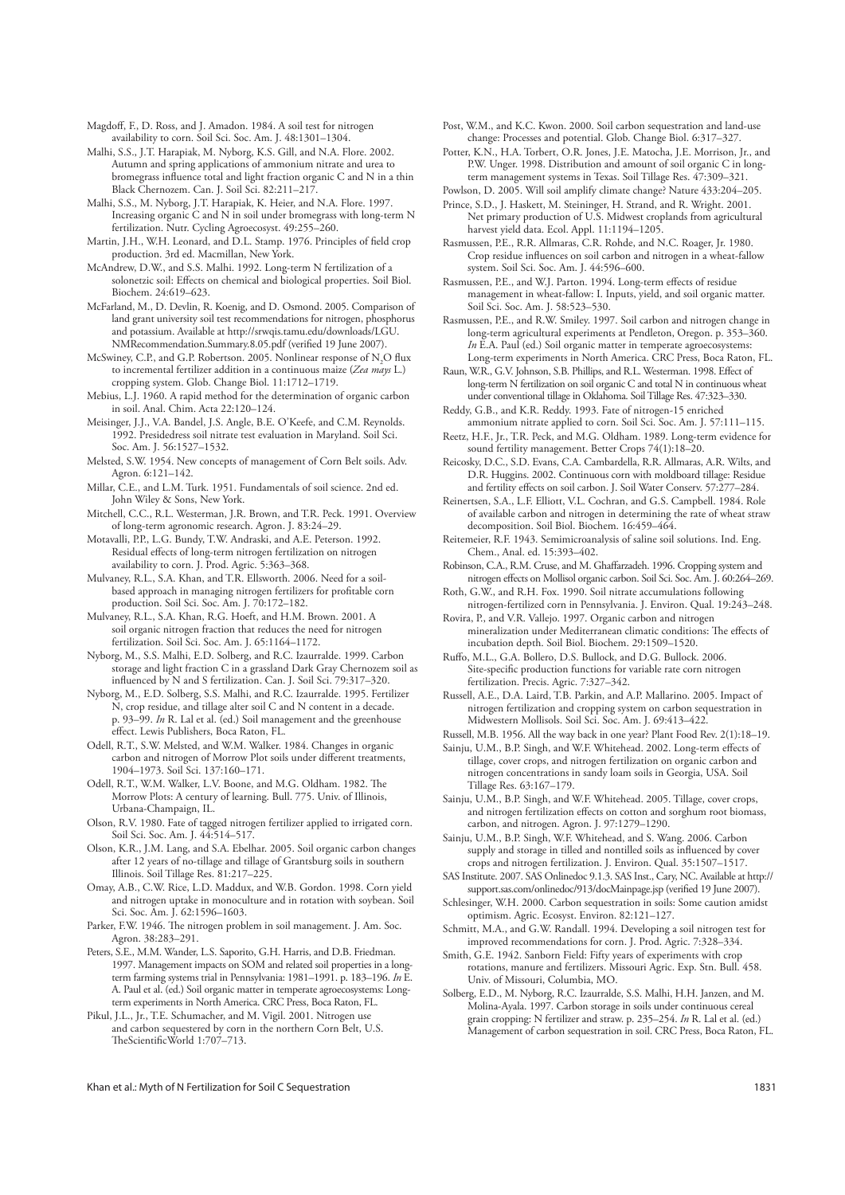Magdoff, F., D. Ross, and J. Amadon. 1984. A soil test for nitrogen availability to corn. Soil Sci. Soc. Am. J. 48:1301–1304.

Malhi, S.S., J.T. Harapiak, M. Nyborg, K.S. Gill, and N.A. Flore. 2002. Autumn and spring applications of ammonium nitrate and urea to bromegrass influence total and light fraction organic C and N in a thin Black Chernozem. Can. J. Soil Sci. 82:211–217.

Malhi, S.S., M. Nyborg, J.T. Harapiak, K. Heier, and N.A. Flore. 1997. Increasing organic C and N in soil under bromegrass with long-term N fertilization. Nutr. Cycling Agroecosyst. 49:255–260.

Martin, J.H., W.H. Leonard, and D.L. Stamp. 1976. Principles of field crop production. 3rd ed. Macmillan, New York.

McAndrew, D.W., and S.S. Malhi. 1992. Long-term N fertilization of a solonetzic soil: Effects on chemical and biological properties. Soil Biol. Biochem. 24:619–623.

McFarland, M., D. Devlin, R. Koenig, and D. Osmond. 2005. Comparison of land grant university soil test recommendations for nitrogen, phosphorus and potassium. Available at http://srwqis.tamu.edu/downloads/LGU.NMRecommendation.Summary.8.05.pdf (verified 19 June 2007).

McSwiney, C.P., and G.P. Robertson. 2005. Nonlinear response of $N_2O$ flux to incremental fertilizer addition in a continuous maize (*Zea mays* L.) cropping system. Glob. Change Biol. 11:1712–1719.

Mebius, L.J. 1960. A rapid method for the determination of organic carbon in soil. Anal. Chim. Acta 22:120–124.

Meisinger, J.J., V.A. Bandel, J.S. Angle, B.E. O'Keefe, and C.M. Reynolds. 1992. Presidedress soil nitrate test evaluation in Maryland. Soil Sci. Soc. Am. J. 56:1527–1532.

Melsted, S.W. 1954. New concepts of management of Corn Belt soils. Adv. Agron. 6:121–142.

Millar, C.E., and L.M. Turk. 1951. Fundamentals of soil science. 2nd ed. John Wiley & Sons, New York.

Mitchell, C.C., R.L. Westerman, J.R. Brown, and T.R. Peck. 1991. Overview of long-term agronomic research. Agron. J. 83:24–29.

Motavalli, P.P., L.G. Bundy, T.W. Andraski, and A.E. Peterson. 1992. Residual effects of long-term nitrogen fertilization on nitrogen availability to corn. J. Prod. Agric. 5:363–368.

Mulvaney, R.L., S.A. Khan, and T.R. Ellsworth. 2006. Need for a soil-based approach in managing nitrogen fertilizers for profitable corn production. Soil Sci. Soc. Am. J. 70:172–182.

Mulvaney, R.L., S.A. Khan, R.G. Hoeft, and H.M. Brown. 2001. A soil organic nitrogen fraction that reduces the need for nitrogen fertilization. Soil Sci. Soc. Am. J. 65:1164–1172.

Nyborg, M., S.S. Malhi, E.D. Solberg, and R.C. Izaurralde. 1999. Carbon storage and light fraction C in a grassland Dark Gray Chernozem soil as influenced by N and S fertilization. Can. J. Soil Sci. 79:317–320.

Nyborg, M., E.D. Solberg, S.S. Malhi, and R.C. Izaurralde. 1995. Fertilizer N, crop residue, and tillage alter soil C and N content in a decade. p. 93–99. *In* R. Lal et al. (ed.) Soil management and the greenhouse effect. Lewis Publishers, Boca Raton, FL.

Odell, R.T., S.W. Melsted, and W.M. Walker. 1984. Changes in organic carbon and nitrogen of Morrow Plot soils under different treatments, 1904–1973. Soil Sci. 137:160–171.

Odell, R.T., W.M. Walker, L.V. Boone, and M.G. Oldham. 1982. The Morrow Plots: A century of learning. Bull. 775. Univ. of Illinois, Urbana-Champaign, IL.

Olson, R.V. 1980. Fate of tagged nitrogen fertilizer applied to irrigated corn. Soil Sci. Soc. Am. J. 44:514–517.

Olson, K.R., J.M. Lang, and S.A. Ebelhar. 2005. Soil organic carbon changes after 12 years of no-tillage and tillage of Grantsburg soils in southern Illinois. Soil Tillage Res. 81:217–225.

Omay, A.B., C.W. Rice, L.D. Maddux, and W.B. Gordon. 1998. Corn yield and nitrogen uptake in monoculture and in rotation with soybean. Soil Sci. Soc. Am. J. 62:1596–1603.

Parker, F.W. 1946. The nitrogen problem in soil management. J. Am. Soc. Agron. 38:283–291.

Peters, S.E., M.M. Wander, L.S. Saporito, G.H. Harris, and D.B. Friedman. 1997. Management impacts on SOM and related soil properties in a long-term farming systems trial in Pennsylvania: 1981–1991. p. 183–196. *In* E.A. Paul et al. (ed.) Soil organic matter in temperate agroecosystems: Long-term experiments in North America. CRC Press, Boca Raton, FL.

Pikul, J.L., Jr., T.E. Schumacher, and M. Vigil. 2001. Nitrogen use and carbon sequestered by corn in the northern Corn Belt, U.S. TheScientificWorld 1:707–713.

Post, W.M., and K.C. Kwon. 2000. Soil carbon sequestration and land-use change: Processes and potential. Glob. Change Biol. 6:317–327.

Potter, K.N., H.A. Torbert, O.R. Jones, J.E. Matocha, J.E. Morrison, Jr., and P.W. Unger. 1998. Distribution and amount of soil organic C in long-term management systems in Texas. Soil Tillage Res. 47:309–321.

Powlson, D. 2005. Will soil amplify climate change? Nature 433:204–205.

Prince, S.D., J. Haskett, M. Steininger, H. Strand, and R. Wright. 2001. Net primary production of U.S. Midwest croplands from agricultural harvest yield data. Ecol. Appl. 11:1194–1205.

Rasmussen, P.E., R.R. Allmaras, C.R. Rohde, and N.C. Roager, Jr. 1980. Crop residue influences on soil carbon and nitrogen in a wheat-fallow system. Soil Sci. Soc. Am. J. 44:596–600.

Rasmussen, P.E., and W.J. Parton. 1994. Long-term effects of residue management in wheat-fallow: I. Inputs, yield, and soil organic matter. Soil Sci. Soc. Am. J. 58:523–530.

Rasmussen, P.E., and R.W. Smiley. 1997. Soil carbon and nitrogen change in long-term agricultural experiments at Pendleton, Oregon. p. 353–360. *In* E.A. Paul (ed.) Soil organic matter in temperate agroecosystems: Long-term experiments in North America. CRC Press, Boca Raton, FL.

Raun, W.R., G.V. Johnson, S.B. Phillips, and R.L. Westerman. 1998. Effect of long-term N fertilization on soil organic C and total N in continuous wheat under conventional tillage in Oklahoma. Soil Tillage Res. 47:323–330.

Reddy, G.B., and K.R. Reddy. 1993. Fate of nitrogen-15 enriched ammonium nitrate applied to corn. Soil Sci. Soc. Am. J. 57:111–115.

Reetz, H.F., Jr., T.R. Peck, and M.G. Oldham. 1989. Long-term evidence for sound fertility management. Better Crops 74(1):18–20.

Reicosky, D.C., S.D. Evans, C.A. Cambardella, R.R. Allmaras, A.R. Wilts, and D.R. Huggins. 2002. Continuous corn with moldboard tillage: Residue and fertility effects on soil carbon. J. Soil Water Conserv. 57:277–284.

Reinertsen, S.A., L.F. Elliott, V.L. Cochran, and G.S. Campbell. 1984. Role of available carbon and nitrogen in determining the rate of wheat straw decomposition. Soil Biol. Biochem. 16:459–464.

Reitemeier, R.F. 1943. Semimicroanalysis of saline soil solutions. Ind. Eng. Chem., Anal. ed. 15:393–402.

Robinson, C.A., R.M. Cruse, and M. Ghaffarzadeh. 1996. Cropping system and nitrogen effects on Mollisol organic carbon. Soil Sci. Soc. Am. J. 60:264–269.

Roth, G.W., and R.H. Fox. 1990. Soil nitrate accumulations following nitrogen-fertilized corn in Pennsylvania. J. Environ. Qual. 19:243–248.

Rovira, P., and V.R. Vallejo. 1997. Organic carbon and nitrogen mineralization under Mediterranean climatic conditions: The effects of incubation depth. Soil Biol. Biochem. 29:1509–1520.

Ruffo, M.L., G.A. Bollero, D.S. Bullock, and D.G. Bullock. 2006. Site-specific production functions for variable rate corn nitrogen fertilization. Precis. Agric. 7:327–342.

Russell, A.E., D.A. Laird, T.B. Parkin, and A.P. Mallarino. 2005. Impact of nitrogen fertilization and cropping system on carbon sequestration in Midwestern Mollisols. Soil Sci. Soc. Am. J. 69:413–422.

Russell, M.B. 1956. All the way back in one year? Plant Food Rev. 2(1):18–19.

Sainju, U.M., B.P. Singh, and W.F. Whitehead. 2002. Long-term effects of tillage, cover crops, and nitrogen fertilization on organic carbon and nitrogen concentrations in sandy loam soils in Georgia, USA. Soil Tillage Res. 63:167–179.

Sainju, U.M., B.P. Singh, and W.F. Whitehead. 2005. Tillage, cover crops, and nitrogen fertilization effects on cotton and sorghum root biomass, carbon, and nitrogen. Agron. J. 97:1279–1290.

Sainju, U.M., B.P. Singh, W.F. Whitehead, and S. Wang. 2006. Carbon supply and storage in tilled and nontilled soils as influenced by cover crops and nitrogen fertilization. J. Environ. Qual. 35:1507–1517.

SAS Institute. 2007. SAS Onlinedoc 9.1.3. SAS Inst., Cary, NC. Available at http://support.sas.com/onlinedoc/913/docMainpage.jsp (verified 19 June 2007).

Schlesinger, W.H. 2000. Carbon sequestration in soils: Some caution amidst optimism. Agric. Ecosyst. Environ. 82:121–127.

Schmitt, M.A., and G.W. Randall. 1994. Developing a soil nitrogen test for improved recommendations for corn. J. Prod. Agric. 7:328–334.

Smith, G.E. 1942. Sanborn Field: Fifty years of experiments with crop rotations, manure and fertilizers. Missouri Agric. Exp. Stn. Bull. 458. Univ. of Missouri, Columbia, MO.

Solberg, E.D., M. Nyborg, R.C. Izaurralde, S.S. Malhi, H.H. Janzen, and M. Molina-Ayala. 1997. Carbon storage in soils under continuous cereal grain cropping: N fertilizer and straw. p. 235–254. *In* R. Lal et al. (ed.) Management of carbon sequestration in soil. CRC Press, Boca Raton, FL.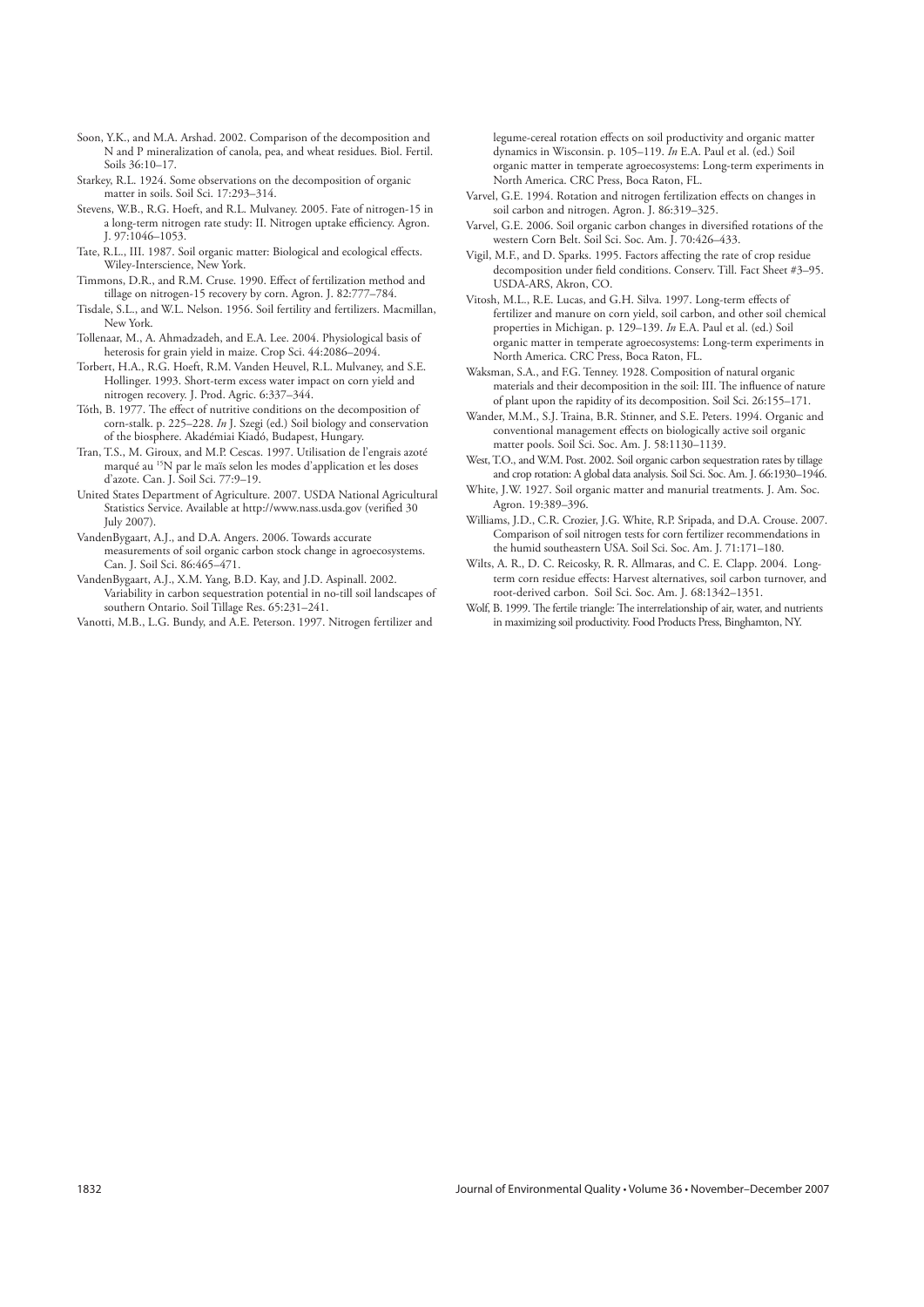Soon, Y.K., and M.A. Arshad. 2002. Comparison of the decomposition and N and P mineralization of canola, pea, and wheat residues. Biol. Fertil. Soils 36:10–17.

Starkey, R.L. 1924. Some observations on the decomposition of organic matter in soils. Soil Sci. 17:293–314.

Stevens, W.B., R.G. Hoeft, and R.L. Mulvaney. 2005. Fate of nitrogen-15 in a long-term nitrogen rate study: II. Nitrogen uptake efficiency. Agron. J. 97:1046–1053.

Tate, R.L., III. 1987. Soil organic matter: Biological and ecological effects. Wiley-Interscience, New York.

Timmons, D.R., and R.M. Cruse. 1990. Effect of fertilization method and tillage on nitrogen-15 recovery by corn. Agron. J. 82:777–784.

Tisdale, S.L., and W.L. Nelson. 1956. Soil fertility and fertilizers. Macmillan, New York.

Tollenaar, M., A. Ahmadzadeh, and E.A. Lee. 2004. Physiological basis of heterosis for grain yield in maize. Crop Sci. 44:2086–2094.

Torbert, H.A., R.G. Hoeft, R.M. Vanden Heuvel, R.L. Mulvaney, and S.E. Hollinger. 1993. Short-term excess water impact on corn yield and nitrogen recovery. J. Prod. Agric. 6:337–344.

Tóth, B. 1977. The effect of nutritive conditions on the decomposition of corn-stalk. p. 225–228. *In* J. Szegi (ed.) Soil biology and conservation of the biosphere. Akadémiai Kiadó, Budapest, Hungary.

Tran, T.S., M. Giroux, and M.P. Cescas. 1997. Utilisation de l'engrais azoté marqué au $^{15}$N par le maïs selon les modes d'application et les doses d'azote. Can. J. Soil Sci. 77:9–19.

United States Department of Agriculture. 2007. USDA National Agricultural Statistics Service. Available at http://www.nass.usda.gov (verified 30 July 2007).

VandenBygaart, A.J., and D.A. Angers. 2006. Towards accurate measurements of soil organic carbon stock change in agroecosystems. Can. J. Soil Sci. 86:465–471.

VandenBygaart, A.J., X.M. Yang, B.D. Kay, and J.D. Aspinall. 2002. Variability in carbon sequestration potential in no-till soil landscapes of southern Ontario. Soil Tillage Res. 65:231–241.

Vanotti, M.B., L.G. Bundy, and A.E. Peterson. 1997. Nitrogen fertilizer and legume-cereal rotation effects on soil productivity and organic matter dynamics in Wisconsin. p. 105–119. *In* E.A. Paul et al. (ed.) Soil organic matter in temperate agroecosystems: Long-term experiments in North America. CRC Press, Boca Raton, FL.

Varvel, G.E. 1994. Rotation and nitrogen fertilization effects on changes in soil carbon and nitrogen. Agron. J. 86:319–325.

Varvel, G.E. 2006. Soil organic carbon changes in diversified rotations of the western Corn Belt. Soil Sci. Soc. Am. J. 70:426–433.

Vigil, M.F., and D. Sparks. 1995. Factors affecting the rate of crop residue decomposition under field conditions. Conserv. Till. Fact Sheet #3–95. USDA-ARS, Akron, CO.

Vitosh, M.L., R.E. Lucas, and G.H. Silva. 1997. Long-term effects of fertilizer and manure on corn yield, soil carbon, and other soil chemical properties in Michigan. p. 129–139. *In* E.A. Paul et al. (ed.) Soil organic matter in temperate agroecosystems: Long-term experiments in North America. CRC Press, Boca Raton, FL.

Waksman, S.A., and F.G. Tenney. 1928. Composition of natural organic materials and their decomposition in the soil: III. The influence of nature of plant upon the rapidity of its decomposition. Soil Sci. 26:155–171.

Wander, M.M., S.J. Traina, B.R. Stinner, and S.E. Peters. 1994. Organic and conventional management effects on biologically active soil organic matter pools. Soil Sci. Soc. Am. J. 58:1130–1139.

West, T.O., and W.M. Post. 2002. Soil organic carbon sequestration rates by tillage and crop rotation: A global data analysis. Soil Sci. Soc. Am. J. 66:1930–1946.

White, J.W. 1927. Soil organic matter and manurial treatments. J. Am. Soc. Agron. 19:389–396.

Williams, J.D., C.R. Crozier, J.G. White, R.P. Sripada, and D.A. Crouse. 2007. Comparison of soil nitrogen tests for corn fertilizer recommendations in the humid southeastern USA. Soil Sci. Soc. Am. J. 71:171–180.

Wilts, A. R., D. C. Reicosky, R. R. Allmaras, and C. E. Clapp. 2004. Long-term corn residue effects: Harvest alternatives, soil carbon turnover, and root-derived carbon. Soil Sci. Soc. Am. J. 68:1342–1351.

Wolf, B. 1999. The fertile triangle: The interrelationship of air, water, and nutrients in maximizing soil productivity. Food Products Press, Binghamton, NY.